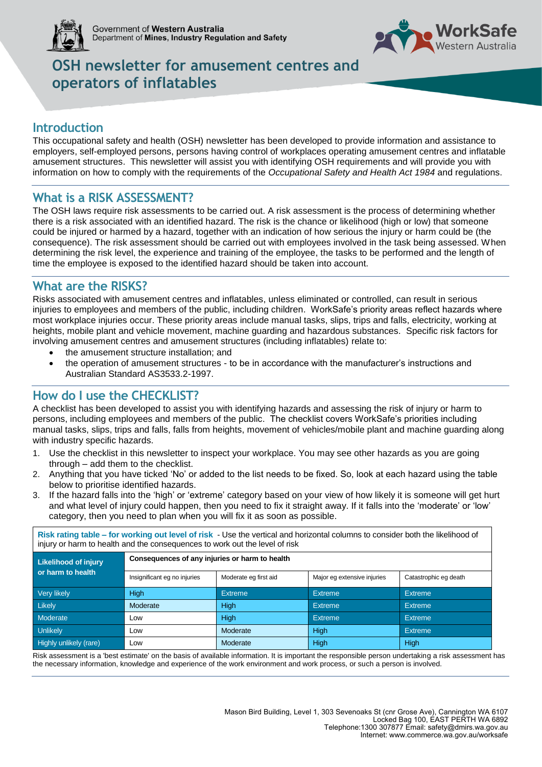Government of **Western Australia**
Department of **Mines, Industry Regulation and Safety**

WorkSafe Western Australia

# OSH newsletter for amusement centres and operators of inflatables

## Introduction

This occupational safety and health (OSH) newsletter has been developed to provide information and assistance to employers, self-employed persons, persons having control of workplaces operating amusement centres and inflatable amusement structures. This newsletter will assist you with identifying OSH requirements and will provide you with information on how to comply with the requirements of the *Occupational Safety and Health Act 1984* and regulations.

## What is a RISK ASSESSMENT?

The OSH laws require risk assessments to be carried out. A risk assessment is the process of determining whether there is a risk associated with an identified hazard. The risk is the chance or likelihood (high or low) that someone could be injured or harmed by a hazard, together with an indication of how serious the injury or harm could be (the consequence). The risk assessment should be carried out with employees involved in the task being assessed. When determining the risk level, the experience and training of the employee, the tasks to be performed and the length of time the employee is exposed to the identified hazard should be taken into account.

## What are the RISKS?

Risks associated with amusement centres and inflatables, unless eliminated or controlled, can result in serious injuries to employees and members of the public, including children. WorkSafe's priority areas reflect hazards where most workplace injuries occur. These priority areas include manual tasks, slips, trips and falls, electricity, working at heights, mobile plant and vehicle movement, machine guarding and hazardous substances. Specific risk factors for involving amusement centres and amusement structures (including inflatables) relate to:

- the amusement structure installation; and
- the operation of amusement structures - to be in accordance with the manufacturer's instructions and Australian Standard AS3533.2-1997.

## How do I use the CHECKLIST?

A checklist has been developed to assist you with identifying hazards and assessing the risk of injury or harm to persons, including employees and members of the public. The checklist covers WorkSafe's priorities including manual tasks, slips, trips and falls, falls from heights, movement of vehicles/mobile plant and machine guarding along with industry specific hazards.

1. Use the checklist in this newsletter to inspect your workplace. You may see other hazards as you are going through – add them to the checklist.
2. Anything that you have ticked 'No' or added to the list needs to be fixed. So, look at each hazard using the table below to prioritise identified hazards.
3. If the hazard falls into the 'high' or 'extreme' category based on your view of how likely it is someone will get hurt and what level of injury could happen, then you need to fix it straight away. If it falls into the 'moderate' or 'low' category, then you need to plan when you will fix it as soon as possible.

**Risk rating table – for working out level of risk** - Use the vertical and horizontal columns to consider both the likelihood of injury or harm to health and the consequences to work out the level of risk

| Likelihood of injury or harm to health | Consequences of any injuries or harm to health | | | |
|---|---|---|---|---|
| | Insignificant eg no injuries | Moderate eg first aid | Major eg extensive injuries | Catastrophic eg death |
| Very likely | High | Extreme | Extreme | Extreme |
| Likely | Moderate | High | Extreme | Extreme |
| Moderate | Low | High | Extreme | Extreme |
| Unlikely | Low | Moderate | High | Extreme |
| Highly unlikely (rare) | Low | Moderate | High | High |

Risk assessment is a 'best estimate' on the basis of available information. It is important the responsible person undertaking a risk assessment has the necessary information, knowledge and experience of the work environment and work process, or such a person is involved.

Mason Bird Building, Level 1, 303 Sevenoaks St (cnr Grose Ave), Cannington WA 6107
Locked Bag 100, EAST PERTH WA 6892
Telephone:1300 307877 Email: safety@dmirs.wa.gov.au
Internet: www.commerce.wa.gov.au/worksafe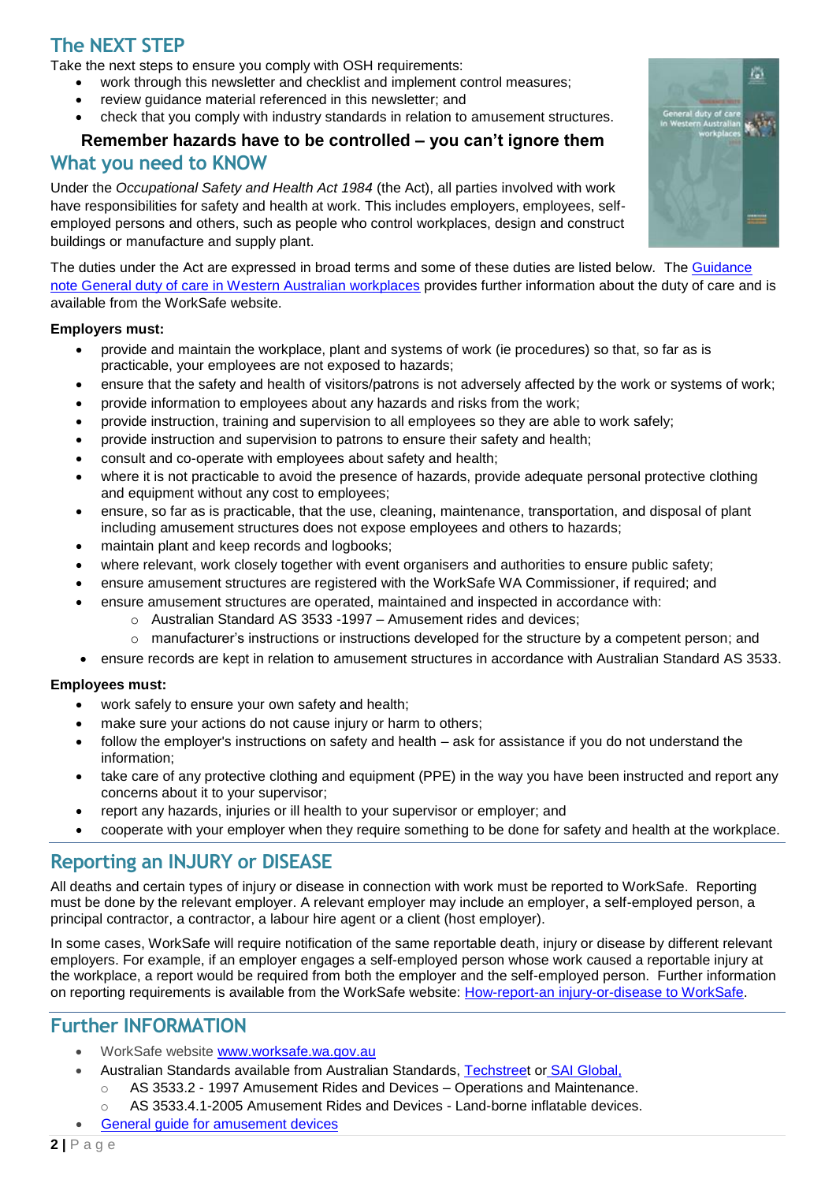## The NEXT STEP

Take the next steps to ensure you comply with OSH requirements:

- work through this newsletter and checklist and implement control measures;
- review guidance material referenced in this newsletter; and
- check that you comply with industry standards in relation to amusement structures.

**Remember hazards have to be controlled – you can't ignore them**

## What you need to KNOW

Under the *Occupational Safety and Health Act 1984* (the Act), all parties involved with work have responsibilities for safety and health at work. This includes employers, employees, self-employed persons and others, such as people who control workplaces, design and construct buildings or manufacture and supply plant.

The duties under the Act are expressed in broad terms and some of these duties are listed below. The Guidance note General duty of care in Western Australian workplaces provides further information about the duty of care and is available from the WorkSafe website.

**Employers must:**

- provide and maintain the workplace, plant and systems of work (ie procedures) so that, so far as is practicable, your employees are not exposed to hazards;
- ensure that the safety and health of visitors/patrons is not adversely affected by the work or systems of work;
- provide information to employees about any hazards and risks from the work;
- provide instruction, training and supervision to all employees so they are able to work safely;
- provide instruction and supervision to patrons to ensure their safety and health;
- consult and co-operate with employees about safety and health;
- where it is not practicable to avoid the presence of hazards, provide adequate personal protective clothing and equipment without any cost to employees;
- ensure, so far as is practicable, that the use, cleaning, maintenance, transportation, and disposal of plant including amusement structures does not expose employees and others to hazards;
- maintain plant and keep records and logbooks;
- where relevant, work closely together with event organisers and authorities to ensure public safety;
- ensure amusement structures are registered with the WorkSafe WA Commissioner, if required; and
- ensure amusement structures are operated, maintained and inspected in accordance with:
  - Australian Standard AS 3533 -1997 – Amusement rides and devices;
  - manufacturer's instructions or instructions developed for the structure by a competent person; and
- ensure records are kept in relation to amusement structures in accordance with Australian Standard AS 3533.

**Employees must:**

- work safely to ensure your own safety and health;
- make sure your actions do not cause injury or harm to others;
- follow the employer's instructions on safety and health – ask for assistance if you do not understand the information;
- take care of any protective clothing and equipment (PPE) in the way you have been instructed and report any concerns about it to your supervisor;
- report any hazards, injuries or ill health to your supervisor or employer; and
- cooperate with your employer when they require something to be done for safety and health at the workplace.

## Reporting an INJURY or DISEASE

All deaths and certain types of injury or disease in connection with work must be reported to WorkSafe. Reporting must be done by the relevant employer. A relevant employer may include an employer, a self-employed person, a principal contractor, a contractor, a labour hire agent or a client (host employer).

In some cases, WorkSafe will require notification of the same reportable death, injury or disease by different relevant employers. For example, if an employer engages a self-employed person whose work caused a reportable injury at the workplace, a report would be required from both the employer and the self-employed person. Further information on reporting requirements is available from the WorkSafe website: How-report-an injury-or-disease to WorkSafe.

## Further INFORMATION

- WorkSafe website www.worksafe.wa.gov.au
- Australian Standards available from Australian Standards, Techstreet or SAI Global,
  - AS 3533.2 - 1997 Amusement Rides and Devices – Operations and Maintenance.
  - AS 3533.4.1-2005 Amusement Rides and Devices - Land-borne inflatable devices.
- General guide for amusement devices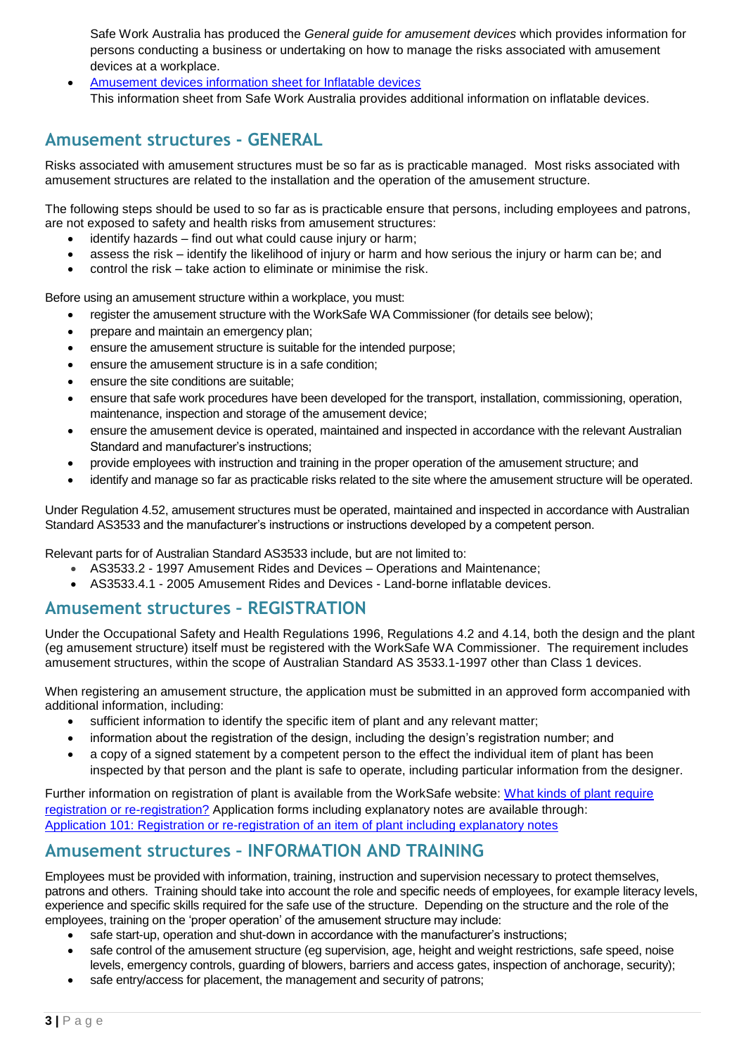Safe Work Australia has produced the *General guide for amusement devices* which provides information for persons conducting a business or undertaking on how to manage the risks associated with amusement devices at a workplace.

- [Amusement devices information sheet for Inflatable devices](#)
  This information sheet from Safe Work Australia provides additional information on inflatable devices.

## Amusement structures - GENERAL

Risks associated with amusement structures must be so far as is practicable managed. Most risks associated with amusement structures are related to the installation and the operation of the amusement structure.

The following steps should be used to so far as is practicable ensure that persons, including employees and patrons, are not exposed to safety and health risks from amusement structures:

- identify hazards – find out what could cause injury or harm;
- assess the risk – identify the likelihood of injury or harm and how serious the injury or harm can be; and
- control the risk – take action to eliminate or minimise the risk.

Before using an amusement structure within a workplace, you must:

- register the amusement structure with the WorkSafe WA Commissioner (for details see below);
- prepare and maintain an emergency plan;
- ensure the amusement structure is suitable for the intended purpose;
- ensure the amusement structure is in a safe condition;
- ensure the site conditions are suitable;
- ensure that safe work procedures have been developed for the transport, installation, commissioning, operation, maintenance, inspection and storage of the amusement device;
- ensure the amusement device is operated, maintained and inspected in accordance with the relevant Australian Standard and manufacturer's instructions;
- provide employees with instruction and training in the proper operation of the amusement structure; and
- identify and manage so far as practicable risks related to the site where the amusement structure will be operated.

Under Regulation 4.52, amusement structures must be operated, maintained and inspected in accordance with Australian Standard AS3533 and the manufacturer's instructions or instructions developed by a competent person.

Relevant parts for of Australian Standard AS3533 include, but are not limited to:

- AS3533.2 - 1997 Amusement Rides and Devices – Operations and Maintenance;
- AS3533.4.1 - 2005 Amusement Rides and Devices - Land-borne inflatable devices.

## Amusement structures – REGISTRATION

Under the Occupational Safety and Health Regulations 1996, Regulations 4.2 and 4.14, both the design and the plant (eg amusement structure) itself must be registered with the WorkSafe WA Commissioner. The requirement includes amusement structures, within the scope of Australian Standard AS 3533.1-1997 other than Class 1 devices.

When registering an amusement structure, the application must be submitted in an approved form accompanied with additional information, including:

- sufficient information to identify the specific item of plant and any relevant matter;
- information about the registration of the design, including the design's registration number; and
- a copy of a signed statement by a competent person to the effect the individual item of plant has been inspected by that person and the plant is safe to operate, including particular information from the designer.

Further information on registration of plant is available from the WorkSafe website: [What kinds of plant require registration or re-registration?](#) Application forms including explanatory notes are available through: [Application 101: Registration or re-registration of an item of plant including explanatory notes](#)

## Amusement structures – INFORMATION AND TRAINING

Employees must be provided with information, training, instruction and supervision necessary to protect themselves, patrons and others. Training should take into account the role and specific needs of employees, for example literacy levels, experience and specific skills required for the safe use of the structure. Depending on the structure and the role of the employees, training on the 'proper operation' of the amusement structure may include:

- safe start-up, operation and shut-down in accordance with the manufacturer's instructions;
- safe control of the amusement structure (eg supervision, age, height and weight restrictions, safe speed, noise levels, emergency controls, guarding of blowers, barriers and access gates, inspection of anchorage, security);
- safe entry/access for placement, the management and security of patrons;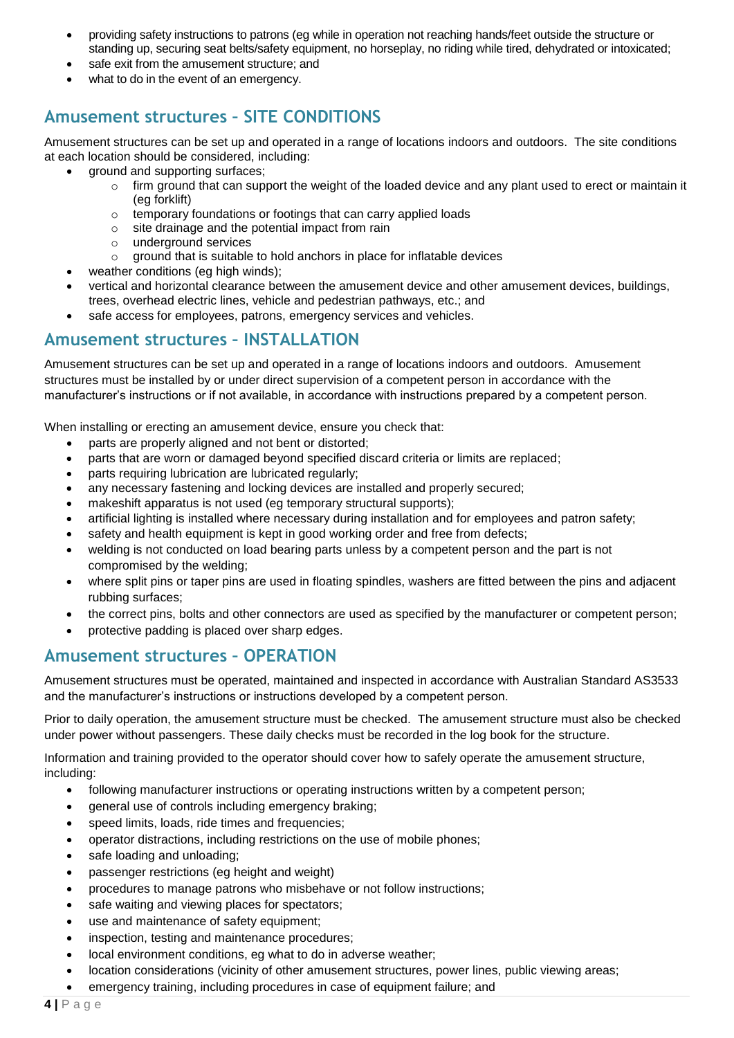- providing safety instructions to patrons (eg while in operation not reaching hands/feet outside the structure or standing up, securing seat belts/safety equipment, no horseplay, no riding while tired, dehydrated or intoxicated;
- safe exit from the amusement structure; and
- what to do in the event of an emergency.

## Amusement structures – SITE CONDITIONS

Amusement structures can be set up and operated in a range of locations indoors and outdoors. The site conditions at each location should be considered, including:

- ground and supporting surfaces;
  - firm ground that can support the weight of the loaded device and any plant used to erect or maintain it (eg forklift)
  - temporary foundations or footings that can carry applied loads
  - site drainage and the potential impact from rain
  - underground services
  - ground that is suitable to hold anchors in place for inflatable devices
- weather conditions (eg high winds);
- vertical and horizontal clearance between the amusement device and other amusement devices, buildings, trees, overhead electric lines, vehicle and pedestrian pathways, etc.; and
- safe access for employees, patrons, emergency services and vehicles.

## Amusement structures – INSTALLATION

Amusement structures can be set up and operated in a range of locations indoors and outdoors. Amusement structures must be installed by or under direct supervision of a competent person in accordance with the manufacturer's instructions or if not available, in accordance with instructions prepared by a competent person.

When installing or erecting an amusement device, ensure you check that:

- parts are properly aligned and not bent or distorted;
- parts that are worn or damaged beyond specified discard criteria or limits are replaced;
- parts requiring lubrication are lubricated regularly;
- any necessary fastening and locking devices are installed and properly secured;
- makeshift apparatus is not used (eg temporary structural supports);
- artificial lighting is installed where necessary during installation and for employees and patron safety;
- safety and health equipment is kept in good working order and free from defects;
- welding is not conducted on load bearing parts unless by a competent person and the part is not compromised by the welding;
- where split pins or taper pins are used in floating spindles, washers are fitted between the pins and adjacent rubbing surfaces;
- the correct pins, bolts and other connectors are used as specified by the manufacturer or competent person;
- protective padding is placed over sharp edges.

## Amusement structures – OPERATION

Amusement structures must be operated, maintained and inspected in accordance with Australian Standard AS3533 and the manufacturer's instructions or instructions developed by a competent person.

Prior to daily operation, the amusement structure must be checked. The amusement structure must also be checked under power without passengers. These daily checks must be recorded in the log book for the structure.

Information and training provided to the operator should cover how to safely operate the amusement structure, including:

- following manufacturer instructions or operating instructions written by a competent person;
- general use of controls including emergency braking;
- speed limits, loads, ride times and frequencies;
- operator distractions, including restrictions on the use of mobile phones;
- safe loading and unloading;
- passenger restrictions (eg height and weight)
- procedures to manage patrons who misbehave or not follow instructions;
- safe waiting and viewing places for spectators;
- use and maintenance of safety equipment;
- inspection, testing and maintenance procedures;
- local environment conditions, eg what to do in adverse weather;
- location considerations (vicinity of other amusement structures, power lines, public viewing areas;
- emergency training, including procedures in case of equipment failure; and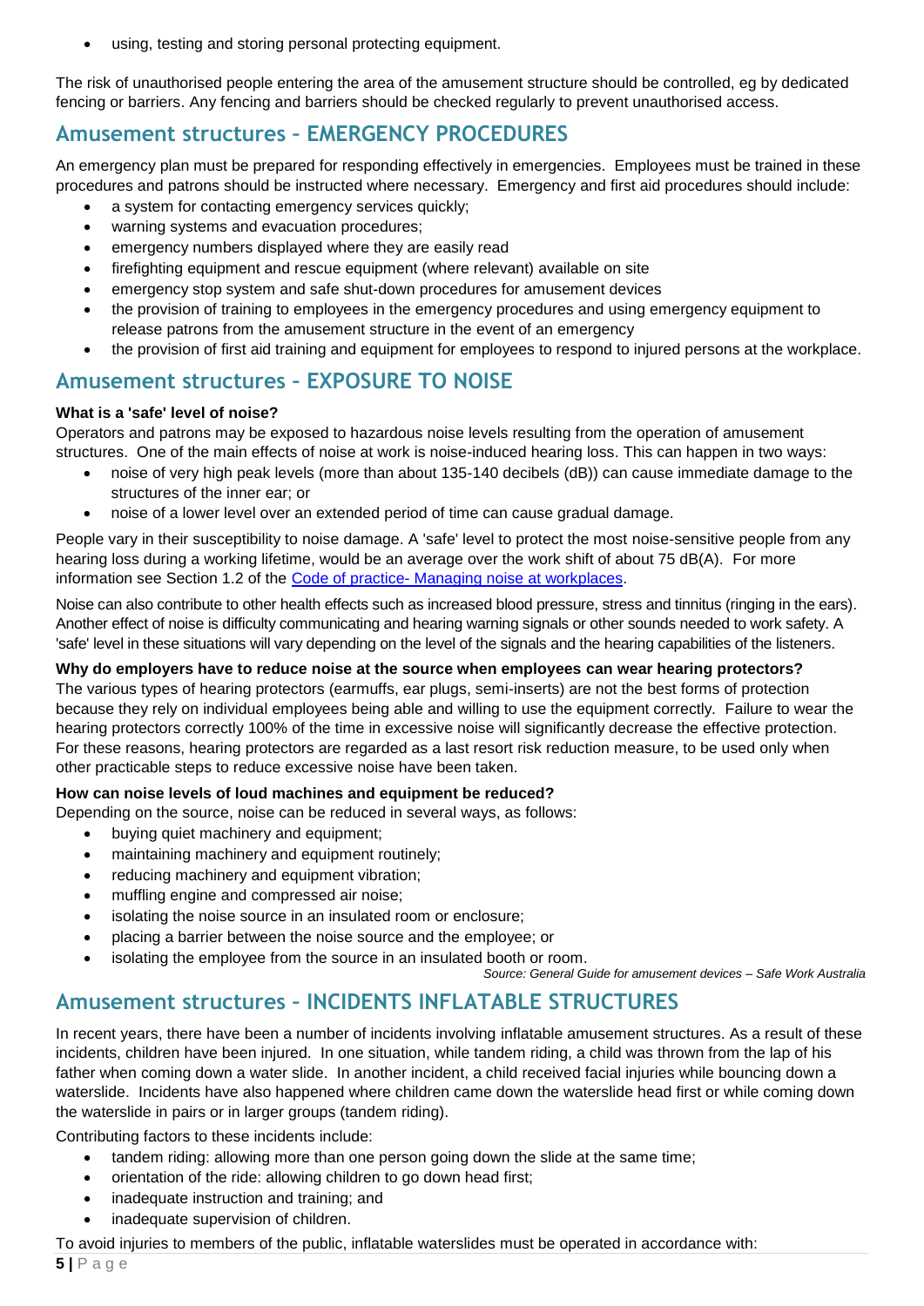- using, testing and storing personal protecting equipment.

The risk of unauthorised people entering the area of the amusement structure should be controlled, eg by dedicated fencing or barriers. Any fencing and barriers should be checked regularly to prevent unauthorised access.

## Amusement structures – EMERGENCY PROCEDURES

An emergency plan must be prepared for responding effectively in emergencies. Employees must be trained in these procedures and patrons should be instructed where necessary. Emergency and first aid procedures should include:

- a system for contacting emergency services quickly;
- warning systems and evacuation procedures;
- emergency numbers displayed where they are easily read
- firefighting equipment and rescue equipment (where relevant) available on site
- emergency stop system and safe shut-down procedures for amusement devices
- the provision of training to employees in the emergency procedures and using emergency equipment to release patrons from the amusement structure in the event of an emergency
- the provision of first aid training and equipment for employees to respond to injured persons at the workplace.

## Amusement structures – EXPOSURE TO NOISE

**What is a 'safe' level of noise?**

Operators and patrons may be exposed to hazardous noise levels resulting from the operation of amusement structures. One of the main effects of noise at work is noise-induced hearing loss. This can happen in two ways:

- noise of very high peak levels (more than about 135-140 decibels (dB)) can cause immediate damage to the structures of the inner ear; or
- noise of a lower level over an extended period of time can cause gradual damage.

People vary in their susceptibility to noise damage. A 'safe' level to protect the most noise-sensitive people from any hearing loss during a working lifetime, would be an average over the work shift of about 75 dB(A). For more information see Section 1.2 of the [Code of practice- Managing noise at workplaces](#).

Noise can also contribute to other health effects such as increased blood pressure, stress and tinnitus (ringing in the ears). Another effect of noise is difficulty communicating and hearing warning signals or other sounds needed to work safety. A 'safe' level in these situations will vary depending on the level of the signals and the hearing capabilities of the listeners.

**Why do employers have to reduce noise at the source when employees can wear hearing protectors?**

The various types of hearing protectors (earmuffs, ear plugs, semi-inserts) are not the best forms of protection because they rely on individual employees being able and willing to use the equipment correctly. Failure to wear the hearing protectors correctly 100% of the time in excessive noise will significantly decrease the effective protection. For these reasons, hearing protectors are regarded as a last resort risk reduction measure, to be used only when other practicable steps to reduce excessive noise have been taken.

**How can noise levels of loud machines and equipment be reduced?**

Depending on the source, noise can be reduced in several ways, as follows:

- buying quiet machinery and equipment;
- maintaining machinery and equipment routinely;
- reducing machinery and equipment vibration;
- muffling engine and compressed air noise;
- isolating the noise source in an insulated room or enclosure;
- placing a barrier between the noise source and the employee; or
- isolating the employee from the source in an insulated booth or room.

*Source: General Guide for amusement devices – Safe Work Australia*

## Amusement structures – INCIDENTS INFLATABLE STRUCTURES

In recent years, there have been a number of incidents involving inflatable amusement structures. As a result of these incidents, children have been injured. In one situation, while tandem riding, a child was thrown from the lap of his father when coming down a water slide. In another incident, a child received facial injuries while bouncing down a waterslide. Incidents have also happened where children came down the waterslide head first or while coming down the waterslide in pairs or in larger groups (tandem riding).

Contributing factors to these incidents include:

- tandem riding: allowing more than one person going down the slide at the same time;
- orientation of the ride: allowing children to go down head first;
- inadequate instruction and training; and
- inadequate supervision of children.

To avoid injuries to members of the public, inflatable waterslides must be operated in accordance with: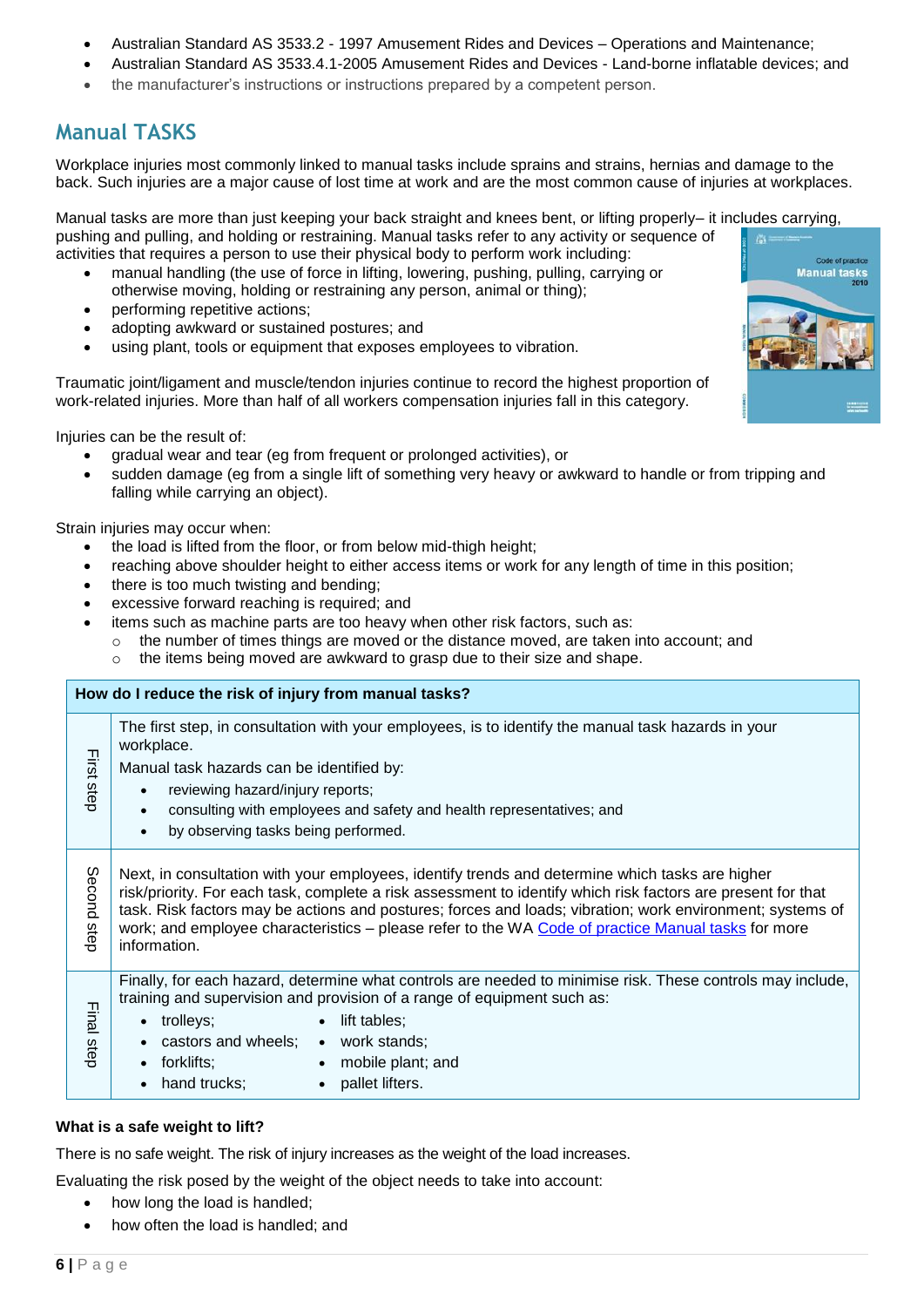- Australian Standard AS 3533.2 - 1997 Amusement Rides and Devices – Operations and Maintenance;
- Australian Standard AS 3533.4.1-2005 Amusement Rides and Devices - Land-borne inflatable devices; and
- the manufacturer's instructions or instructions prepared by a competent person.

## Manual TASKS

Workplace injuries most commonly linked to manual tasks include sprains and strains, hernias and damage to the back. Such injuries are a major cause of lost time at work and are the most common cause of injuries at workplaces.

Manual tasks are more than just keeping your back straight and knees bent, or lifting properly– it includes carrying, pushing and pulling, and holding or restraining. Manual tasks refer to any activity or sequence of activities that requires a person to use their physical body to perform work including:

- manual handling (the use of force in lifting, lowering, pushing, pulling, carrying or otherwise moving, holding or restraining any person, animal or thing);
- performing repetitive actions;
- adopting awkward or sustained postures; and
- using plant, tools or equipment that exposes employees to vibration.

Traumatic joint/ligament and muscle/tendon injuries continue to record the highest proportion of work-related injuries. More than half of all workers compensation injuries fall in this category.

Injuries can be the result of:

- gradual wear and tear (eg from frequent or prolonged activities), or
- sudden damage (eg from a single lift of something very heavy or awkward to handle or from tripping and falling while carrying an object).

Strain injuries may occur when:

- the load is lifted from the floor, or from below mid-thigh height;
- reaching above shoulder height to either access items or work for any length of time in this position;
- there is too much twisting and bending;
- excessive forward reaching is required; and
- items such as machine parts are too heavy when other risk factors, such as:
  - the number of times things are moved or the distance moved, are taken into account; and
  - the items being moved are awkward to grasp due to their size and shape.

| How do I reduce the risk of injury from manual tasks? | |
|---|---|
| First step | The first step, in consultation with your employees, is to identify the manual task hazards in your workplace.<br>Manual task hazards can be identified by:<br>• reviewing hazard/injury reports;<br>• consulting with employees and safety and health representatives; and<br>• by observing tasks being performed. |
| Second step | Next, in consultation with your employees, identify trends and determine which tasks are higher risk/priority. For each task, complete a risk assessment to identify which risk factors are present for that task. Risk factors may be actions and postures; forces and loads; vibration; work environment; systems of work; and employee characteristics – please refer to the WA Code of practice Manual tasks for more information. |
| Final step | Finally, for each hazard, determine what controls are needed to minimise risk. These controls may include, training and supervision and provision of a range of equipment such as:<br>• trolleys;<br>• castors and wheels;<br>• forklifts;<br>• hand trucks;<br>• lift tables;<br>• work stands;<br>• mobile plant; and<br>• pallet lifters. |

**What is a safe weight to lift?**

There is no safe weight. The risk of injury increases as the weight of the load increases.

Evaluating the risk posed by the weight of the object needs to take into account:

- how long the load is handled;
- how often the load is handled; and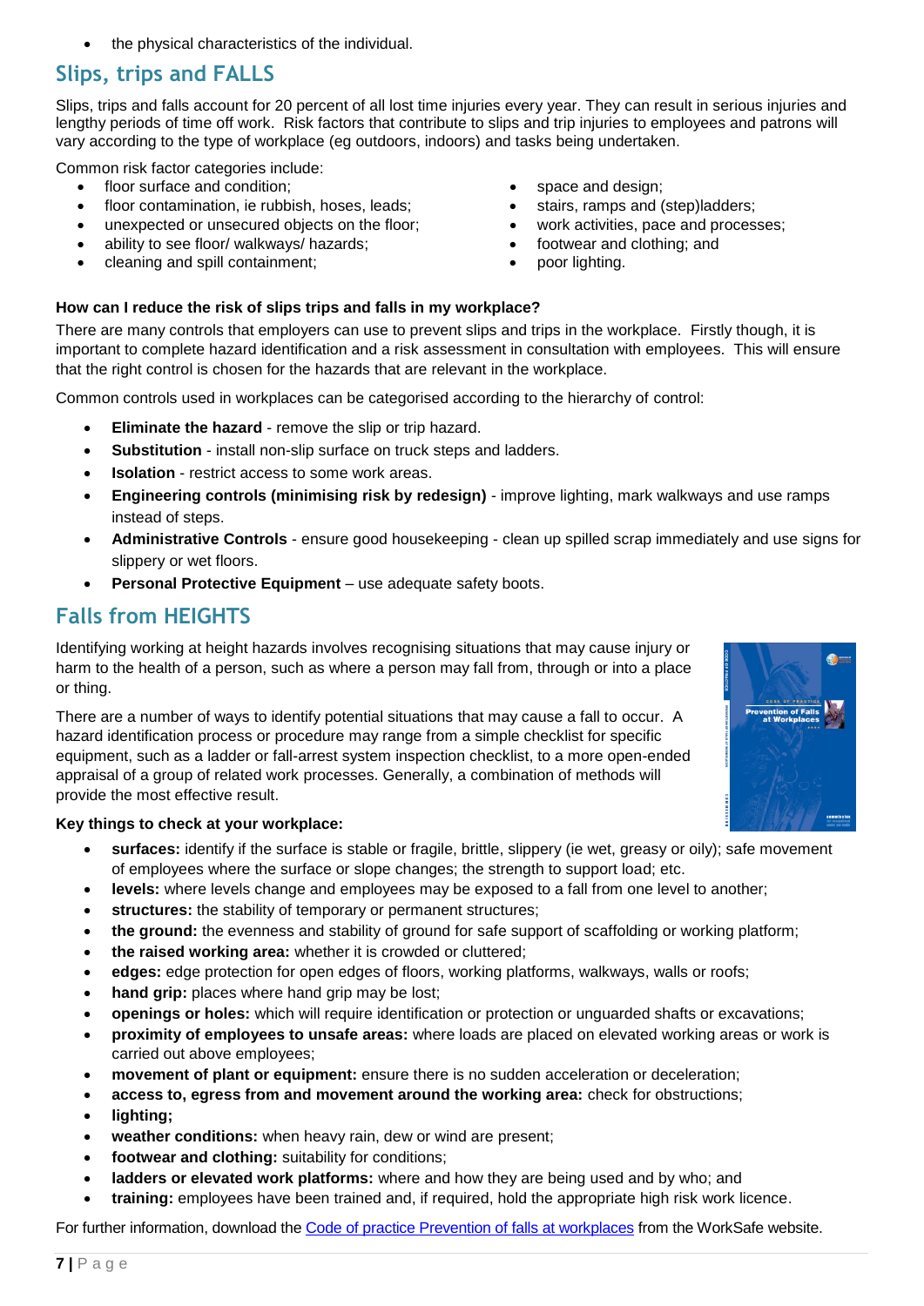- the physical characteristics of the individual.

## Slips, trips and FALLS

Slips, trips and falls account for 20 percent of all lost time injuries every year. They can result in serious injuries and lengthy periods of time off work. Risk factors that contribute to slips and trip injuries to employees and patrons will vary according to the type of workplace (eg outdoors, indoors) and tasks being undertaken.

Common risk factor categories include:

- floor surface and condition;
- floor contamination, ie rubbish, hoses, leads;
- unexpected or unsecured objects on the floor;
- ability to see floor/ walkways/ hazards;
- cleaning and spill containment;
- space and design;
- stairs, ramps and (step)ladders;
- work activities, pace and processes;
- footwear and clothing; and
- poor lighting.

**How can I reduce the risk of slips trips and falls in my workplace?**

There are many controls that employers can use to prevent slips and trips in the workplace. Firstly though, it is important to complete hazard identification and a risk assessment in consultation with employees. This will ensure that the right control is chosen for the hazards that are relevant in the workplace.

Common controls used in workplaces can be categorised according to the hierarchy of control:

- **Eliminate the hazard** - remove the slip or trip hazard.
- **Substitution** - install non-slip surface on truck steps and ladders.
- **Isolation** - restrict access to some work areas.
- **Engineering controls (minimising risk by redesign)** - improve lighting, mark walkways and use ramps instead of steps.
- **Administrative Controls** - ensure good housekeeping - clean up spilled scrap immediately and use signs for slippery or wet floors.
- **Personal Protective Equipment** – use adequate safety boots.

## Falls from HEIGHTS

Identifying working at height hazards involves recognising situations that may cause injury or harm to the health of a person, such as where a person may fall from, through or into a place or thing.

There are a number of ways to identify potential situations that may cause a fall to occur. A hazard identification process or procedure may range from a simple checklist for specific equipment, such as a ladder or fall-arrest system inspection checklist, to a more open-ended appraisal of a group of related work processes. Generally, a combination of methods will provide the most effective result.

**Key things to check at your workplace:**

- **surfaces:** identify if the surface is stable or fragile, brittle, slippery (ie wet, greasy or oily); safe movement of employees where the surface or slope changes; the strength to support load; etc.
- **levels:** where levels change and employees may be exposed to a fall from one level to another;
- **structures:** the stability of temporary or permanent structures;
- **the ground:** the evenness and stability of ground for safe support of scaffolding or working platform;
- **the raised working area:** whether it is crowded or cluttered;
- **edges:** edge protection for open edges of floors, working platforms, walkways, walls or roofs;
- **hand grip:** places where hand grip may be lost;
- **openings or holes:** which will require identification or protection or unguarded shafts or excavations;
- **proximity of employees to unsafe areas:** where loads are placed on elevated working areas or work is carried out above employees;
- **movement of plant or equipment:** ensure there is no sudden acceleration or deceleration;
- **access to, egress from and movement around the working area:** check for obstructions;
- **lighting;**
- **weather conditions:** when heavy rain, dew or wind are present;
- **footwear and clothing:** suitability for conditions;
- **ladders or elevated work platforms:** where and how they are being used and by who; and
- **training:** employees have been trained and, if required, hold the appropriate high risk work licence.

For further information, download the [Code of practice Prevention of falls at workplaces]() from the WorkSafe website.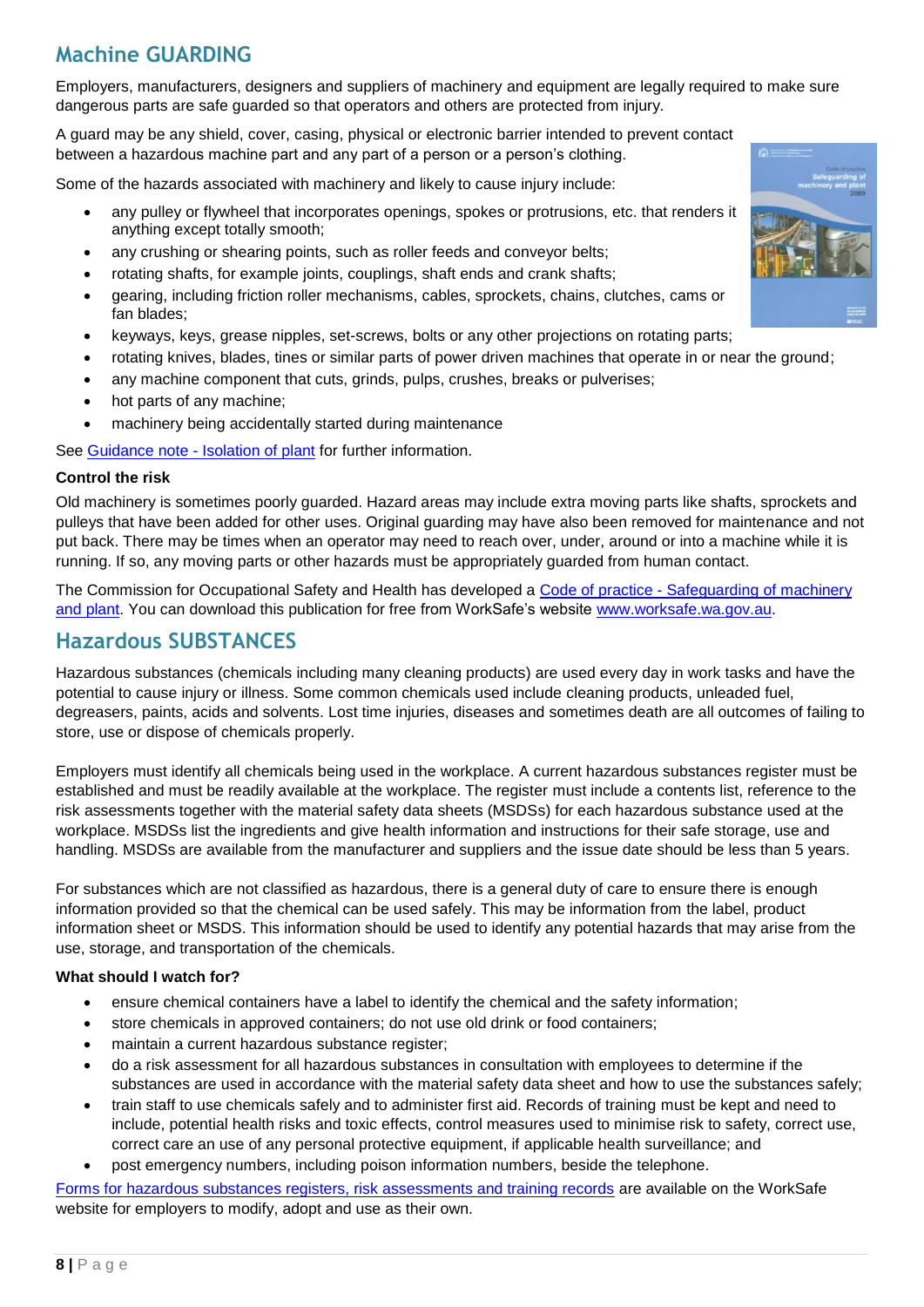## Machine GUARDING

Employers, manufacturers, designers and suppliers of machinery and equipment are legally required to make sure dangerous parts are safe guarded so that operators and others are protected from injury.

A guard may be any shield, cover, casing, physical or electronic barrier intended to prevent contact between a hazardous machine part and any part of a person or a person's clothing.

Some of the hazards associated with machinery and likely to cause injury include:

- any pulley or flywheel that incorporates openings, spokes or protrusions, etc. that renders it anything except totally smooth;
- any crushing or shearing points, such as roller feeds and conveyor belts;
- rotating shafts, for example joints, couplings, shaft ends and crank shafts;
- gearing, including friction roller mechanisms, cables, sprockets, chains, clutches, cams or fan blades;
- keyways, keys, grease nipples, set-screws, bolts or any other projections on rotating parts;
- rotating knives, blades, tines or similar parts of power driven machines that operate in or near the ground;
- any machine component that cuts, grinds, pulps, crushes, breaks or pulverises;
- hot parts of any machine;
- machinery being accidentally started during maintenance

See Guidance note - Isolation of plant for further information.

**Control the risk**

Old machinery is sometimes poorly guarded. Hazard areas may include extra moving parts like shafts, sprockets and pulleys that have been added for other uses. Original guarding may have also been removed for maintenance and not put back. There may be times when an operator may need to reach over, under, around or into a machine while it is running. If so, any moving parts or other hazards must be appropriately guarded from human contact.

The Commission for Occupational Safety and Health has developed a Code of practice - Safeguarding of machinery and plant. You can download this publication for free from WorkSafe's website www.worksafe.wa.gov.au.

## Hazardous SUBSTANCES

Hazardous substances (chemicals including many cleaning products) are used every day in work tasks and have the potential to cause injury or illness. Some common chemicals used include cleaning products, unleaded fuel, degreasers, paints, acids and solvents. Lost time injuries, diseases and sometimes death are all outcomes of failing to store, use or dispose of chemicals properly.

Employers must identify all chemicals being used in the workplace. A current hazardous substances register must be established and must be readily available at the workplace. The register must include a contents list, reference to the risk assessments together with the material safety data sheets (MSDSs) for each hazardous substance used at the workplace. MSDSs list the ingredients and give health information and instructions for their safe storage, use and handling. MSDSs are available from the manufacturer and suppliers and the issue date should be less than 5 years.

For substances which are not classified as hazardous, there is a general duty of care to ensure there is enough information provided so that the chemical can be used safely. This may be information from the label, product information sheet or MSDS. This information should be used to identify any potential hazards that may arise from the use, storage, and transportation of the chemicals.

**What should I watch for?**

- ensure chemical containers have a label to identify the chemical and the safety information;
- store chemicals in approved containers; do not use old drink or food containers;
- maintain a current hazardous substance register;
- do a risk assessment for all hazardous substances in consultation with employees to determine if the substances are used in accordance with the material safety data sheet and how to use the substances safely;
- train staff to use chemicals safely and to administer first aid. Records of training must be kept and need to include, potential health risks and toxic effects, control measures used to minimise risk to safety, correct use, correct care an use of any personal protective equipment, if applicable health surveillance; and
- post emergency numbers, including poison information numbers, beside the telephone.

Forms for hazardous substances registers, risk assessments and training records are available on the WorkSafe website for employers to modify, adopt and use as their own.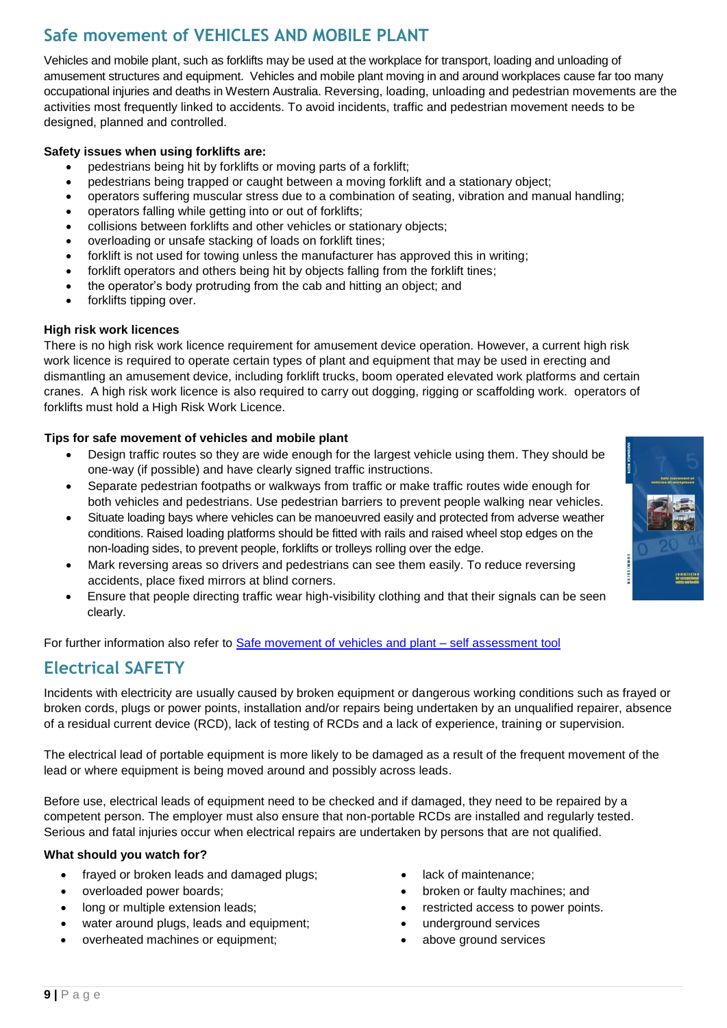## Safe movement of VEHICLES AND MOBILE PLANT

Vehicles and mobile plant, such as forklifts may be used at the workplace for transport, loading and unloading of amusement structures and equipment. Vehicles and mobile plant moving in and around workplaces cause far too many occupational injuries and deaths in Western Australia. Reversing, loading, unloading and pedestrian movements are the activities most frequently linked to accidents. To avoid incidents, traffic and pedestrian movement needs to be designed, planned and controlled.

**Safety issues when using forklifts are:**

- pedestrians being hit by forklifts or moving parts of a forklift;
- pedestrians being trapped or caught between a moving forklift and a stationary object;
- operators suffering muscular stress due to a combination of seating, vibration and manual handling;
- operators falling while getting into or out of forklifts;
- collisions between forklifts and other vehicles or stationary objects;
- overloading or unsafe stacking of loads on forklift tines;
- forklift is not used for towing unless the manufacturer has approved this in writing;
- forklift operators and others being hit by objects falling from the forklift tines;
- the operator's body protruding from the cab and hitting an object; and
- forklifts tipping over.

**High risk work licences**

There is no high risk work licence requirement for amusement device operation. However, a current high risk work licence is required to operate certain types of plant and equipment that may be used in erecting and dismantling an amusement device, including forklift trucks, boom operated elevated work platforms and certain cranes. A high risk work licence is also required to carry out dogging, rigging or scaffolding work. operators of forklifts must hold a High Risk Work Licence.

**Tips for safe movement of vehicles and mobile plant**

- Design traffic routes so they are wide enough for the largest vehicle using them. They should be one-way (if possible) and have clearly signed traffic instructions.
- Separate pedestrian footpaths or walkways from traffic or make traffic routes wide enough for both vehicles and pedestrians. Use pedestrian barriers to prevent people walking near vehicles.
- Situate loading bays where vehicles can be manoeuvred easily and protected from adverse weather conditions. Raised loading platforms should be fitted with rails and raised wheel stop edges on the non-loading sides, to prevent people, forklifts or trolleys rolling over the edge.
- Mark reversing areas so drivers and pedestrians can see them easily. To reduce reversing accidents, place fixed mirrors at blind corners.
- Ensure that people directing traffic wear high-visibility clothing and that their signals can be seen clearly.

For further information also refer to [Safe movement of vehicles and plant – self assessment tool]

## Electrical SAFETY

Incidents with electricity are usually caused by broken equipment or dangerous working conditions such as frayed or broken cords, plugs or power points, installation and/or repairs being undertaken by an unqualified repairer, absence of a residual current device (RCD), lack of testing of RCDs and a lack of experience, training or supervision.

The electrical lead of portable equipment is more likely to be damaged as a result of the frequent movement of the lead or where equipment is being moved around and possibly across leads.

Before use, electrical leads of equipment need to be checked and if damaged, they need to be repaired by a competent person. The employer must also ensure that non-portable RCDs are installed and regularly tested. Serious and fatal injuries occur when electrical repairs are undertaken by persons that are not qualified.

**What should you watch for?**

- frayed or broken leads and damaged plugs;
- overloaded power boards;
- long or multiple extension leads;
- water around plugs, leads and equipment;
- overheated machines or equipment;
- lack of maintenance;
- broken or faulty machines; and
- restricted access to power points.
- underground services
- above ground services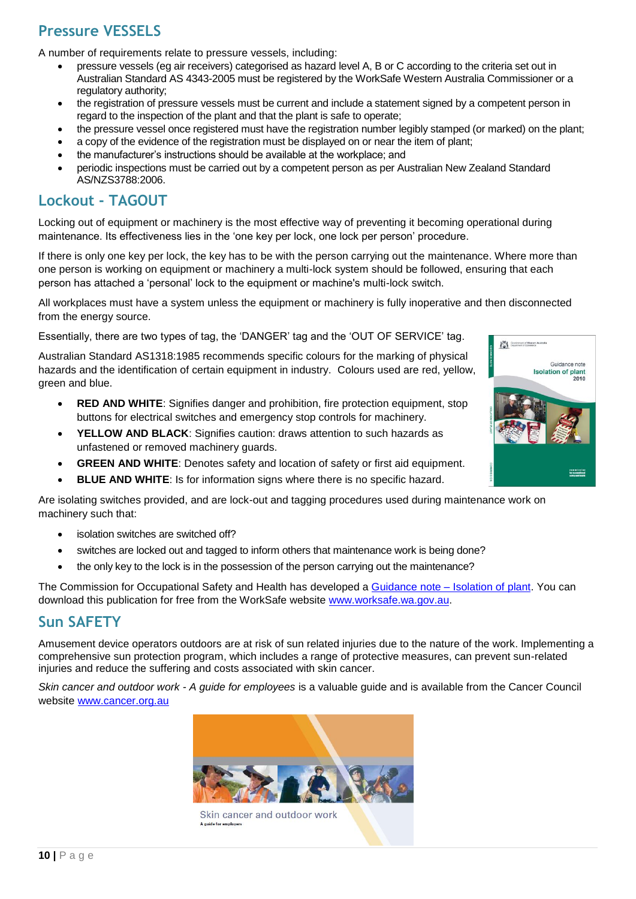## Pressure VESSELS

A number of requirements relate to pressure vessels, including:

- pressure vessels (eg air receivers) categorised as hazard level A, B or C according to the criteria set out in Australian Standard AS 4343-2005 must be registered by the WorkSafe Western Australia Commissioner or a regulatory authority;
- the registration of pressure vessels must be current and include a statement signed by a competent person in regard to the inspection of the plant and that the plant is safe to operate;
- the pressure vessel once registered must have the registration number legibly stamped (or marked) on the plant;
- a copy of the evidence of the registration must be displayed on or near the item of plant;
- the manufacturer's instructions should be available at the workplace; and
- periodic inspections must be carried out by a competent person as per Australian New Zealand Standard AS/NZS3788:2006.

## Lockout - TAGOUT

Locking out of equipment or machinery is the most effective way of preventing it becoming operational during maintenance. Its effectiveness lies in the 'one key per lock, one lock per person' procedure.

If there is only one key per lock, the key has to be with the person carrying out the maintenance. Where more than one person is working on equipment or machinery a multi-lock system should be followed, ensuring that each person has attached a 'personal' lock to the equipment or machine's multi-lock switch.

All workplaces must have a system unless the equipment or machinery is fully inoperative and then disconnected from the energy source.

Essentially, there are two types of tag, the 'DANGER' tag and the 'OUT OF SERVICE' tag.

Australian Standard AS1318:1985 recommends specific colours for the marking of physical hazards and the identification of certain equipment in industry. Colours used are red, yellow, green and blue.

- **RED AND WHITE**: Signifies danger and prohibition, fire protection equipment, stop buttons for electrical switches and emergency stop controls for machinery.
- **YELLOW AND BLACK**: Signifies caution: draws attention to such hazards as unfastened or removed machinery guards.
- **GREEN AND WHITE**: Denotes safety and location of safety or first aid equipment.
- **BLUE AND WHITE**: Is for information signs where there is no specific hazard.

Are isolating switches provided, and are lock-out and tagging procedures used during maintenance work on machinery such that:

- isolation switches are switched off?
- switches are locked out and tagged to inform others that maintenance work is being done?
- the only key to the lock is in the possession of the person carrying out the maintenance?

The Commission for Occupational Safety and Health has developed a Guidance note – Isolation of plant. You can download this publication for free from the WorkSafe website www.worksafe.wa.gov.au.

## Sun SAFETY

Amusement device operators outdoors are at risk of sun related injuries due to the nature of the work. Implementing a comprehensive sun protection program, which includes a range of protective measures, can prevent sun-related injuries and reduce the suffering and costs associated with skin cancer.

*Skin cancer and outdoor work - A guide for employees* is a valuable guide and is available from the Cancer Council website www.cancer.org.au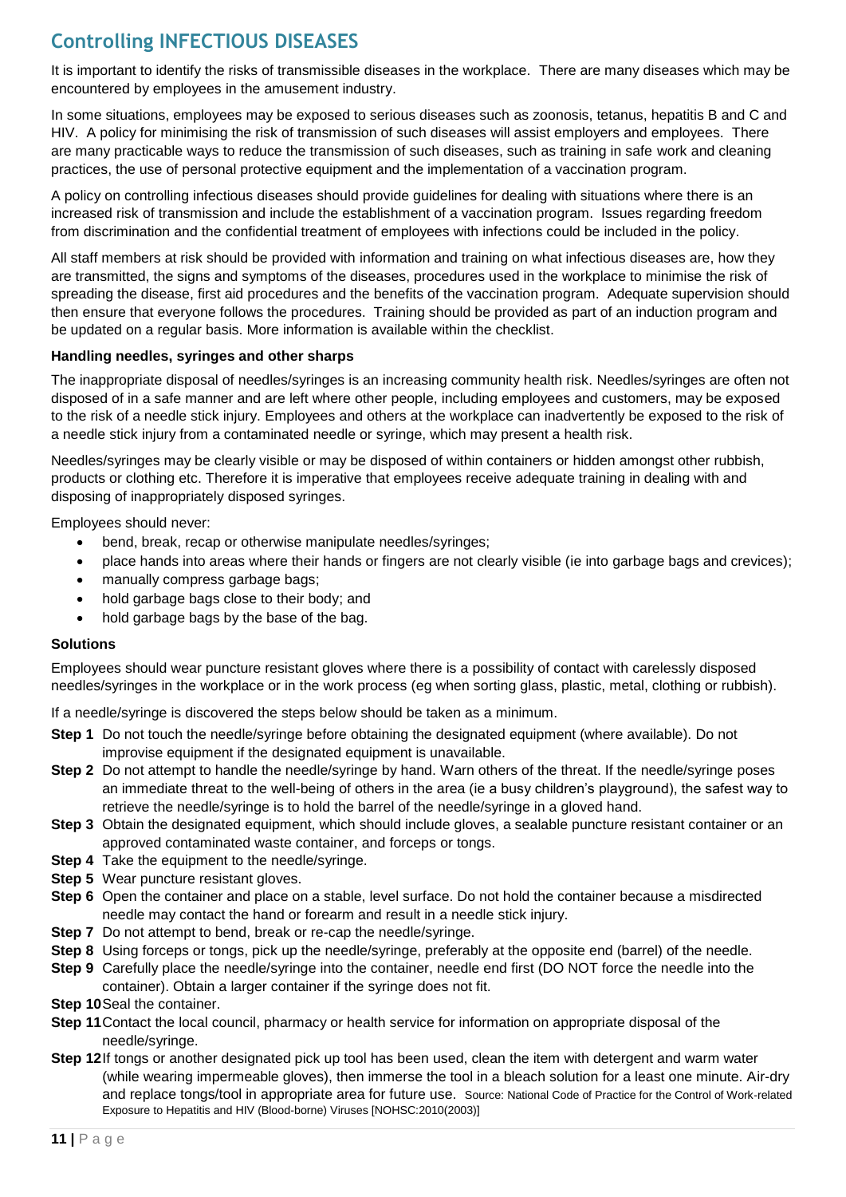## Controlling INFECTIOUS DISEASES

It is important to identify the risks of transmissible diseases in the workplace. There are many diseases which may be encountered by employees in the amusement industry.

In some situations, employees may be exposed to serious diseases such as zoonosis, tetanus, hepatitis B and C and HIV. A policy for minimising the risk of transmission of such diseases will assist employers and employees. There are many practicable ways to reduce the transmission of such diseases, such as training in safe work and cleaning practices, the use of personal protective equipment and the implementation of a vaccination program.

A policy on controlling infectious diseases should provide guidelines for dealing with situations where there is an increased risk of transmission and include the establishment of a vaccination program. Issues regarding freedom from discrimination and the confidential treatment of employees with infections could be included in the policy.

All staff members at risk should be provided with information and training on what infectious diseases are, how they are transmitted, the signs and symptoms of the diseases, procedures used in the workplace to minimise the risk of spreading the disease, first aid procedures and the benefits of the vaccination program. Adequate supervision should then ensure that everyone follows the procedures. Training should be provided as part of an induction program and be updated on a regular basis. More information is available within the checklist.

#### Handling needles, syringes and other sharps

The inappropriate disposal of needles/syringes is an increasing community health risk. Needles/syringes are often not disposed of in a safe manner and are left where other people, including employees and customers, may be exposed to the risk of a needle stick injury. Employees and others at the workplace can inadvertently be exposed to the risk of a needle stick injury from a contaminated needle or syringe, which may present a health risk.

Needles/syringes may be clearly visible or may be disposed of within containers or hidden amongst other rubbish, products or clothing etc. Therefore it is imperative that employees receive adequate training in dealing with and disposing of inappropriately disposed syringes.

Employees should never:

- bend, break, recap or otherwise manipulate needles/syringes;
- place hands into areas where their hands or fingers are not clearly visible (ie into garbage bags and crevices);
- manually compress garbage bags;
- hold garbage bags close to their body; and
- hold garbage bags by the base of the bag.

#### Solutions

Employees should wear puncture resistant gloves where there is a possibility of contact with carelessly disposed needles/syringes in the workplace or in the work process (eg when sorting glass, plastic, metal, clothing or rubbish).

If a needle/syringe is discovered the steps below should be taken as a minimum.

**Step 1** Do not touch the needle/syringe before obtaining the designated equipment (where available). Do not improvise equipment if the designated equipment is unavailable.

**Step 2** Do not attempt to handle the needle/syringe by hand. Warn others of the threat. If the needle/syringe poses an immediate threat to the well-being of others in the area (ie a busy children's playground), the safest way to retrieve the needle/syringe is to hold the barrel of the needle/syringe in a gloved hand.

**Step 3** Obtain the designated equipment, which should include gloves, a sealable puncture resistant container or an approved contaminated waste container, and forceps or tongs.

**Step 4** Take the equipment to the needle/syringe.

**Step 5** Wear puncture resistant gloves.

**Step 6** Open the container and place on a stable, level surface. Do not hold the container because a misdirected needle may contact the hand or forearm and result in a needle stick injury.

**Step 7** Do not attempt to bend, break or re-cap the needle/syringe.

**Step 8** Using forceps or tongs, pick up the needle/syringe, preferably at the opposite end (barrel) of the needle.

**Step 9** Carefully place the needle/syringe into the container, needle end first (DO NOT force the needle into the container). Obtain a larger container if the syringe does not fit.

**Step 10** Seal the container.

**Step 11** Contact the local council, pharmacy or health service for information on appropriate disposal of the needle/syringe.

**Step 12** If tongs or another designated pick up tool has been used, clean the item with detergent and warm water (while wearing impermeable gloves), then immerse the tool in a bleach solution for a least one minute. Air-dry and replace tongs/tool in appropriate area for future use. Source: National Code of Practice for the Control of Work-related Exposure to Hepatitis and HIV (Blood-borne) Viruses [NOHSC:2010(2003)]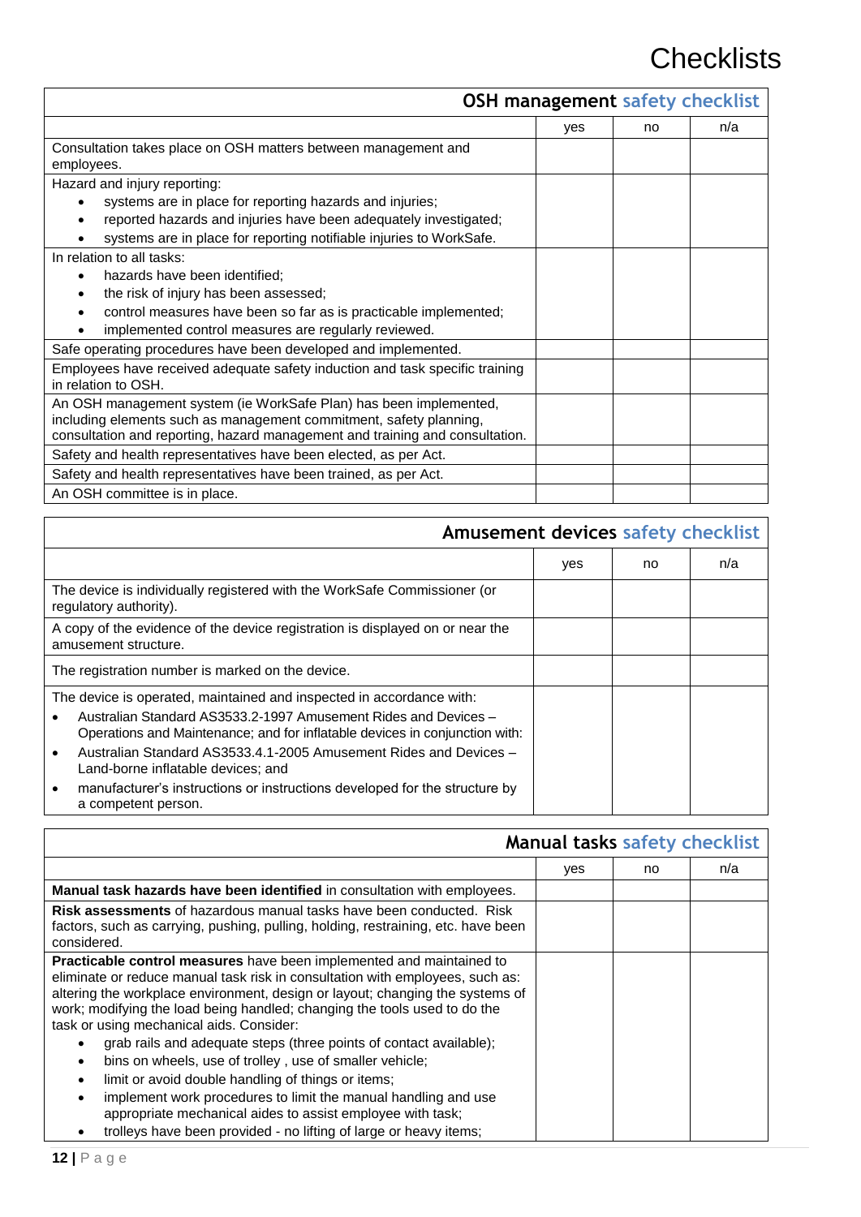# Checklists

## OSH management safety checklist

| | yes | no | n/a |
|---|---|---|---|
| Consultation takes place on OSH matters between management and employees. | | | |
| Hazard and injury reporting:<br>• systems are in place for reporting hazards and injuries;<br>• reported hazards and injuries have been adequately investigated;<br>• systems are in place for reporting notifiable injuries to WorkSafe. | | | |
| In relation to all tasks:<br>• hazards have been identified;<br>• the risk of injury has been assessed;<br>• control measures have been so far as is practicable implemented;<br>• implemented control measures are regularly reviewed. | | | |
| Safe operating procedures have been developed and implemented. | | | |
| Employees have received adequate safety induction and task specific training in relation to OSH. | | | |
| An OSH management system (ie WorkSafe Plan) has been implemented, including elements such as management commitment, safety planning, consultation and reporting, hazard management and training and consultation. | | | |
| Safety and health representatives have been elected, as per Act. | | | |
| Safety and health representatives have been trained, as per Act. | | | |
| An OSH committee is in place. | | | |

## Amusement devices safety checklist

| | yes | no | n/a |
|---|---|---|---|
| The device is individually registered with the WorkSafe Commissioner (or regulatory authority). | | | |
| A copy of the evidence of the device registration is displayed on or near the amusement structure. | | | |
| The registration number is marked on the device. | | | |
| The device is operated, maintained and inspected in accordance with:<br>• Australian Standard AS3533.2-1997 Amusement Rides and Devices – Operations and Maintenance; and for inflatable devices in conjunction with:<br>• Australian Standard AS3533.4.1-2005 Amusement Rides and Devices – Land-borne inflatable devices; and<br>• manufacturer's instructions or instructions developed for the structure by a competent person. | | | |

## Manual tasks safety checklist

| | yes | no | n/a |
|---|---|---|---|
| **Manual task hazards have been identified** in consultation with employees. | | | |
| **Risk assessments** of hazardous manual tasks have been conducted. Risk factors, such as carrying, pushing, pulling, holding, restraining, etc. have been considered. | | | |
| **Practicable control measures** have been implemented and maintained to eliminate or reduce manual task risk in consultation with employees, such as: altering the workplace environment, design or layout; changing the systems of work; modifying the load being handled; changing the tools used to do the task or using mechanical aids. Consider:<br>• grab rails and adequate steps (three points of contact available);<br>• bins on wheels, use of trolley , use of smaller vehicle;<br>• limit or avoid double handling of things or items;<br>• implement work procedures to limit the manual handling and use appropriate mechanical aides to assist employee with task;<br>• trolleys have been provided - no lifting of large or heavy items; | | | |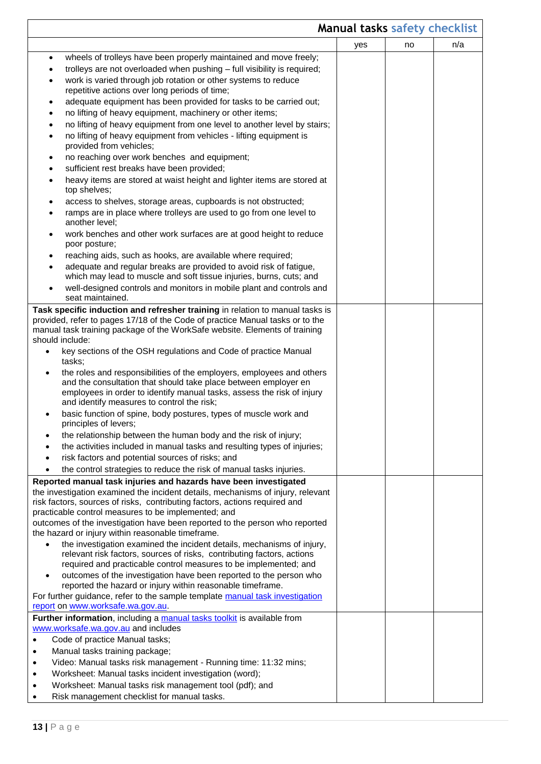## Manual tasks safety checklist

| | yes | no | n/a |
|---|---|---|---|
| • wheels of trolleys have been properly maintained and move freely;<br>• trolleys are not overloaded when pushing – full visibility is required;<br>• work is varied through job rotation or other systems to reduce repetitive actions over long periods of time;<br>• adequate equipment has been provided for tasks to be carried out;<br>• no lifting of heavy equipment, machinery or other items;<br>• no lifting of heavy equipment from one level to another level by stairs;<br>• no lifting of heavy equipment from vehicles - lifting equipment is provided from vehicles;<br>• no reaching over work benches and equipment;<br>• sufficient rest breaks have been provided;<br>• heavy items are stored at waist height and lighter items are stored at top shelves;<br>• access to shelves, storage areas, cupboards is not obstructed;<br>• ramps are in place where trolleys are used to go from one level to another level;<br>• work benches and other work surfaces are at good height to reduce poor posture;<br>• reaching aids, such as hooks, are available where required;<br>• adequate and regular breaks are provided to avoid risk of fatigue, which may lead to muscle and soft tissue injuries, burns, cuts; and<br>• well-designed controls and monitors in mobile plant and controls and seat maintained. | | | |
| **Task specific induction and refresher training** in relation to manual tasks is provided, refer to pages 17/18 of the Code of practice Manual tasks or to the manual task training package of the WorkSafe website. Elements of training should include:<br>• key sections of the OSH regulations and Code of practice Manual tasks;<br>• the roles and responsibilities of the employers, employees and others and the consultation that should take place between employer en employees in order to identify manual tasks, assess the risk of injury and identify measures to control the risk;<br>• basic function of spine, body postures, types of muscle work and principles of levers;<br>• the relationship between the human body and the risk of injury;<br>• the activities included in manual tasks and resulting types of injuries;<br>• risk factors and potential sources of risks; and<br>• the control strategies to reduce the risk of manual tasks injuries. | | | |
| **Reported manual task injuries and hazards have been investigated** the investigation examined the incident details, mechanisms of injury, relevant risk factors, sources of risks, contributing factors, actions required and practicable control measures to be implemented; and outcomes of the investigation have been reported to the person who reported the hazard or injury within reasonable timeframe.<br>• the investigation examined the incident details, mechanisms of injury, relevant risk factors, sources of risks, contributing factors, actions required and practicable control measures to be implemented; and<br>• outcomes of the investigation have been reported to the person who reported the hazard or injury within reasonable timeframe.<br>For further guidance, refer to the sample template manual task investigation report on www.worksafe.wa.gov.au. | | | |
| **Further information**, including a manual tasks toolkit is available from www.worksafe.wa.gov.au and includes<br>• Code of practice Manual tasks;<br>• Manual tasks training package;<br>• Video: Manual tasks risk management - Running time: 11:32 mins;<br>• Worksheet: Manual tasks incident investigation (word);<br>• Worksheet: Manual tasks risk management tool (pdf); and<br>• Risk management checklist for manual tasks. | | | |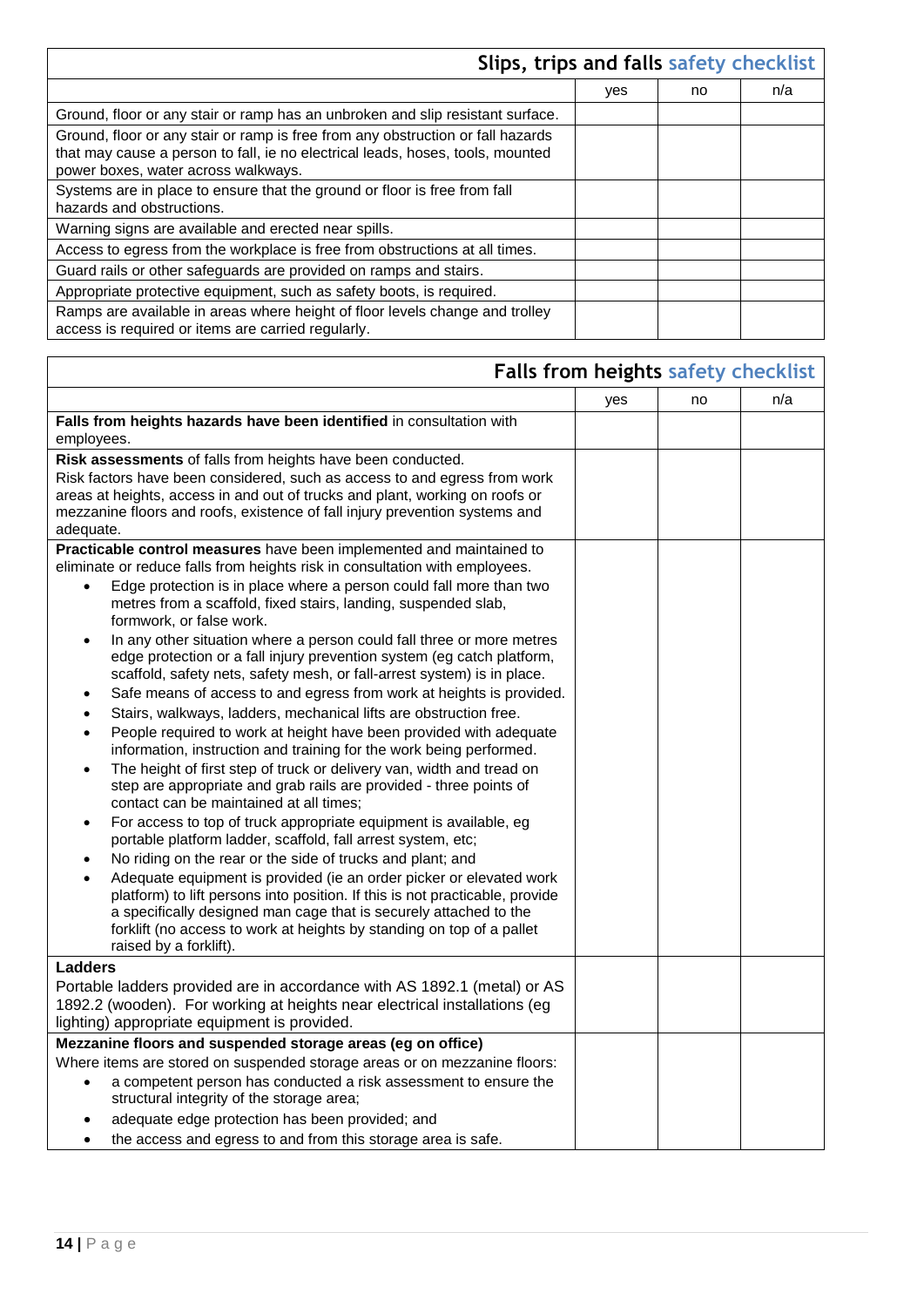## Slips, trips and falls safety checklist

| | yes | no | n/a |
|---|---|---|---|
| Ground, floor or any stair or ramp has an unbroken and slip resistant surface. | | | |
| Ground, floor or any stair or ramp is free from any obstruction or fall hazards that may cause a person to fall, ie no electrical leads, hoses, tools, mounted power boxes, water across walkways. | | | |
| Systems are in place to ensure that the ground or floor is free from fall hazards and obstructions. | | | |
| Warning signs are available and erected near spills. | | | |
| Access to egress from the workplace is free from obstructions at all times. | | | |
| Guard rails or other safeguards are provided on ramps and stairs. | | | |
| Appropriate protective equipment, such as safety boots, is required. | | | |
| Ramps are available in areas where height of floor levels change and trolley access is required or items are carried regularly. | | | |

## Falls from heights safety checklist

| | yes | no | n/a |
|---|---|---|---|
| **Falls from heights hazards have been identified** in consultation with employees. | | | |
| **Risk assessments** of falls from heights have been conducted.<br>Risk factors have been considered, such as access to and egress from work areas at heights, access in and out of trucks and plant, working on roofs or mezzanine floors and roofs, existence of fall injury prevention systems and adequate. | | | |
| **Practicable control measures** have been implemented and maintained to eliminate or reduce falls from heights risk in consultation with employees.<br>• Edge protection is in place where a person could fall more than two metres from a scaffold, fixed stairs, landing, suspended slab, formwork, or false work.<br>• In any other situation where a person could fall three or more metres edge protection or a fall injury prevention system (eg catch platform, scaffold, safety nets, safety mesh, or fall-arrest system) is in place.<br>• Safe means of access to and egress from work at heights is provided.<br>• Stairs, walkways, ladders, mechanical lifts are obstruction free.<br>• People required to work at height have been provided with adequate information, instruction and training for the work being performed.<br>• The height of first step of truck or delivery van, width and tread on step are appropriate and grab rails are provided - three points of contact can be maintained at all times;<br>• For access to top of truck appropriate equipment is available, eg portable platform ladder, scaffold, fall arrest system, etc;<br>• No riding on the rear or the side of trucks and plant; and<br>• Adequate equipment is provided (ie an order picker or elevated work platform) to lift persons into position. If this is not practicable, provide a specifically designed man cage that is securely attached to the forklift (no access to work at heights by standing on top of a pallet raised by a forklift). | | | |
| **Ladders**<br>Portable ladders provided are in accordance with AS 1892.1 (metal) or AS 1892.2 (wooden). For working at heights near electrical installations (eg lighting) appropriate equipment is provided. | | | |
| **Mezzanine floors and suspended storage areas (eg on office)**<br>Where items are stored on suspended storage areas or on mezzanine floors:<br>• a competent person has conducted a risk assessment to ensure the structural integrity of the storage area;<br>• adequate edge protection has been provided; and<br>• the access and egress to and from this storage area is safe. | | | |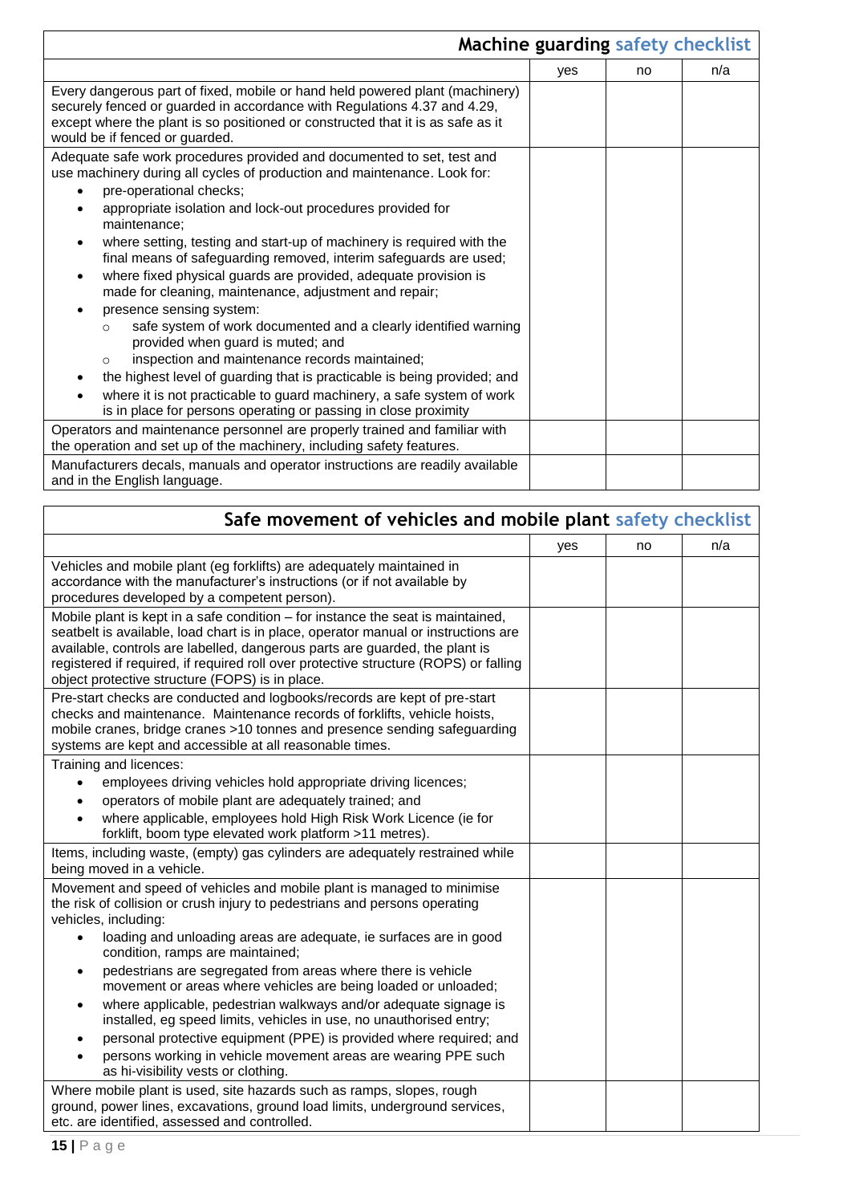## Machine guarding safety checklist

| | yes | no | n/a |
|---|---|---|---|
| Every dangerous part of fixed, mobile or hand held powered plant (machinery) securely fenced or guarded in accordance with Regulations 4.37 and 4.29, except where the plant is so positioned or constructed that it is as safe as it would be if fenced or guarded. | | | |
| Adequate safe work procedures provided and documented to set, test and use machinery during all cycles of production and maintenance. Look for: <br>• pre-operational checks; <br>• appropriate isolation and lock-out procedures provided for maintenance; <br>• where setting, testing and start-up of machinery is required with the final means of safeguarding removed, interim safeguards are used; <br>• where fixed physical guards are provided, adequate provision is made for cleaning, maintenance, adjustment and repair; <br>• presence sensing system: <br>&nbsp;&nbsp;○ safe system of work documented and a clearly identified warning provided when guard is muted; and <br>&nbsp;&nbsp;○ inspection and maintenance records maintained; <br>• the highest level of guarding that is practicable is being provided; and <br>• where it is not practicable to guard machinery, a safe system of work is in place for persons operating or passing in close proximity | | | |
| Operators and maintenance personnel are properly trained and familiar with the operation and set up of the machinery, including safety features. | | | |
| Manufacturers decals, manuals and operator instructions are readily available and in the English language. | | | |

## Safe movement of vehicles and mobile plant safety checklist

| | yes | no | n/a |
|---|---|---|---|
| Vehicles and mobile plant (eg forklifts) are adequately maintained in accordance with the manufacturer's instructions (or if not available by procedures developed by a competent person). | | | |
| Mobile plant is kept in a safe condition – for instance the seat is maintained, seatbelt is available, load chart is in place, operator manual or instructions are available, controls are labelled, dangerous parts are guarded, the plant is registered if required, if required roll over protective structure (ROPS) or falling object protective structure (FOPS) is in place. | | | |
| Pre-start checks are conducted and logbooks/records are kept of pre-start checks and maintenance. Maintenance records of forklifts, vehicle hoists, mobile cranes, bridge cranes >10 tonnes and presence sending safeguarding systems are kept and accessible at all reasonable times. | | | |
| Training and licences: <br>• employees driving vehicles hold appropriate driving licences; <br>• operators of mobile plant are adequately trained; and <br>• where applicable, employees hold High Risk Work Licence (ie for forklift, boom type elevated work platform >11 metres). | | | |
| Items, including waste, (empty) gas cylinders are adequately restrained while being moved in a vehicle. | | | |
| Movement and speed of vehicles and mobile plant is managed to minimise the risk of collision or crush injury to pedestrians and persons operating vehicles, including: <br>• loading and unloading areas are adequate, ie surfaces are in good condition, ramps are maintained; <br>• pedestrians are segregated from areas where there is vehicle movement or areas where vehicles are being loaded or unloaded; <br>• where applicable, pedestrian walkways and/or adequate signage is installed, eg speed limits, vehicles in use, no unauthorised entry; <br>• personal protective equipment (PPE) is provided where required; and <br>• persons working in vehicle movement areas are wearing PPE such as hi-visibility vests or clothing. | | | |
| Where mobile plant is used, site hazards such as ramps, slopes, rough ground, power lines, excavations, ground load limits, underground services, etc. are identified, assessed and controlled. | | | |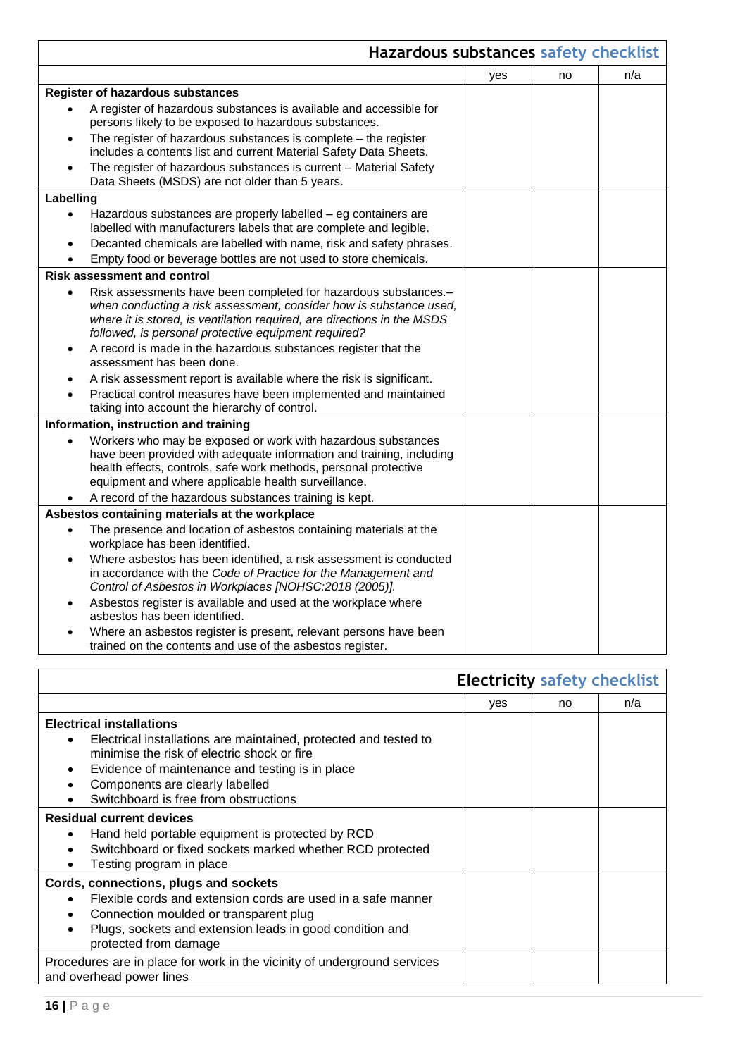## Hazardous substances safety checklist

| | yes | no | n/a |
|---|---|---|---|
| **Register of hazardous substances**<br>• A register of hazardous substances is available and accessible for persons likely to be exposed to hazardous substances.<br>• The register of hazardous substances is complete – the register includes a contents list and current Material Safety Data Sheets.<br>• The register of hazardous substances is current – Material Safety Data Sheets (MSDS) are not older than 5 years. | | | |
| **Labelling**<br>• Hazardous substances are properly labelled – eg containers are labelled with manufacturers labels that are complete and legible.<br>• Decanted chemicals are labelled with name, risk and safety phrases.<br>• Empty food or beverage bottles are not used to store chemicals. | | | |
| **Risk assessment and control**<br>• Risk assessments have been completed for hazardous substances.– *when conducting a risk assessment, consider how is substance used, where it is stored, is ventilation required, are directions in the MSDS followed, is personal protective equipment required?*<br>• A record is made in the hazardous substances register that the assessment has been done.<br>• A risk assessment report is available where the risk is significant.<br>• Practical control measures have been implemented and maintained taking into account the hierarchy of control. | | | |
| **Information, instruction and training**<br>• Workers who may be exposed or work with hazardous substances have been provided with adequate information and training, including health effects, controls, safe work methods, personal protective equipment and where applicable health surveillance.<br>• A record of the hazardous substances training is kept. | | | |
| **Asbestos containing materials at the workplace**<br>• The presence and location of asbestos containing materials at the workplace has been identified.<br>• Where asbestos has been identified, a risk assessment is conducted in accordance with the *Code of Practice for the Management and Control of Asbestos in Workplaces [NOHSC:2018 (2005)].*<br>• Asbestos register is available and used at the workplace where asbestos has been identified.<br>• Where an asbestos register is present, relevant persons have been trained on the contents and use of the asbestos register. | | | |

## Electricity safety checklist

| | yes | no | n/a |
|---|---|---|---|
| **Electrical installations**<br>• Electrical installations are maintained, protected and tested to minimise the risk of electric shock or fire<br>• Evidence of maintenance and testing is in place<br>• Components are clearly labelled<br>• Switchboard is free from obstructions | | | |
| **Residual current devices**<br>• Hand held portable equipment is protected by RCD<br>• Switchboard or fixed sockets marked whether RCD protected<br>• Testing program in place | | | |
| **Cords, connections, plugs and sockets**<br>• Flexible cords and extension cords are used in a safe manner<br>• Connection moulded or transparent plug<br>• Plugs, sockets and extension leads in good condition and protected from damage | | | |
| Procedures are in place for work in the vicinity of underground services and overhead power lines | | | |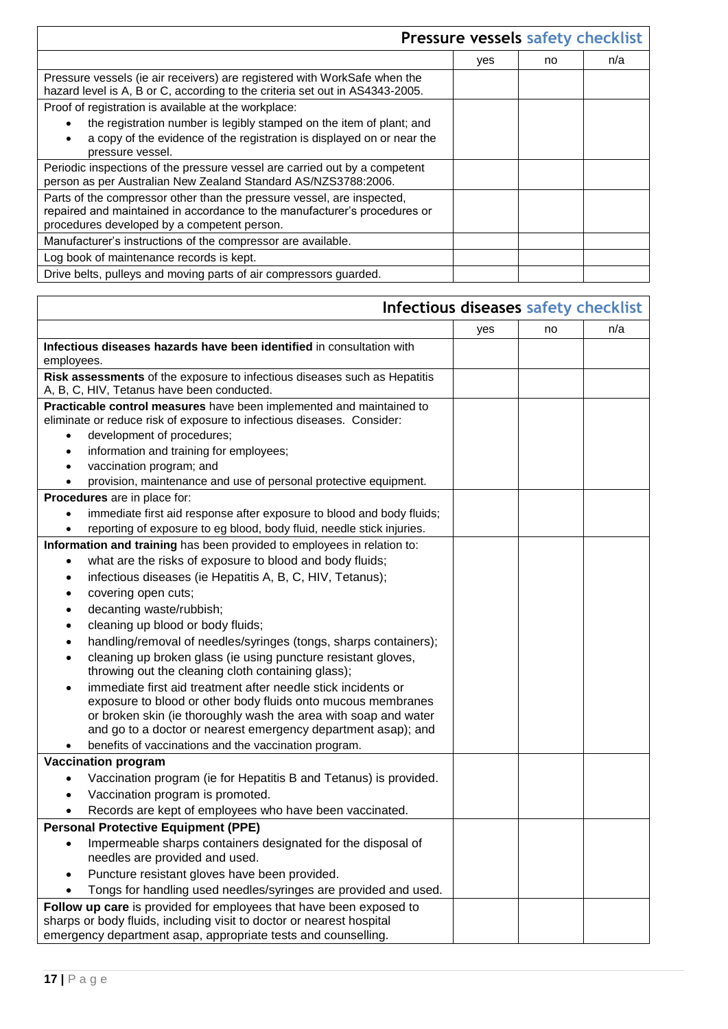## Pressure vessels safety checklist

| | yes | no | n/a |
|---|---|---|---|
| Pressure vessels (ie air receivers) are registered with WorkSafe when the hazard level is A, B or C, according to the criteria set out in AS4343-2005. | | | |
| Proof of registration is available at the workplace:<br>• the registration number is legibly stamped on the item of plant; and<br>• a copy of the evidence of the registration is displayed on or near the pressure vessel. | | | |
| Periodic inspections of the pressure vessel are carried out by a competent person as per Australian New Zealand Standard AS/NZS3788:2006. | | | |
| Parts of the compressor other than the pressure vessel, are inspected, repaired and maintained in accordance to the manufacturer's procedures or procedures developed by a competent person. | | | |
| Manufacturer's instructions of the compressor are available. | | | |
| Log book of maintenance records is kept. | | | |
| Drive belts, pulleys and moving parts of air compressors guarded. | | | |

## Infectious diseases safety checklist

| | yes | no | n/a |
|---|---|---|---|
| **Infectious diseases hazards have been identified** in consultation with employees. | | | |
| **Risk assessments** of the exposure to infectious diseases such as Hepatitis A, B, C, HIV, Tetanus have been conducted. | | | |
| **Practicable control measures** have been implemented and maintained to eliminate or reduce risk of exposure to infectious diseases. Consider:<br>• development of procedures;<br>• information and training for employees;<br>• vaccination program; and<br>• provision, maintenance and use of personal protective equipment. | | | |
| **Procedures** are in place for:<br>• immediate first aid response after exposure to blood and body fluids;<br>• reporting of exposure to eg blood, body fluid, needle stick injuries. | | | |
| **Information and training** has been provided to employees in relation to:<br>• what are the risks of exposure to blood and body fluids;<br>• infectious diseases (ie Hepatitis A, B, C, HIV, Tetanus);<br>• covering open cuts;<br>• decanting waste/rubbish;<br>• cleaning up blood or body fluids;<br>• handling/removal of needles/syringes (tongs, sharps containers);<br>• cleaning up broken glass (ie using puncture resistant gloves, throwing out the cleaning cloth containing glass);<br>• immediate first aid treatment after needle stick incidents or exposure to blood or other body fluids onto mucous membranes or broken skin (ie thoroughly wash the area with soap and water and go to a doctor or nearest emergency department asap); and<br>• benefits of vaccinations and the vaccination program. | | | |
| **Vaccination program**<br>• Vaccination program (ie for Hepatitis B and Tetanus) is provided.<br>• Vaccination program is promoted.<br>• Records are kept of employees who have been vaccinated. | | | |
| **Personal Protective Equipment (PPE)**<br>• Impermeable sharps containers designated for the disposal of needles are provided and used.<br>• Puncture resistant gloves have been provided.<br>• Tongs for handling used needles/syringes are provided and used. | | | |
| **Follow up care** is provided for employees that have been exposed to sharps or body fluids, including visit to doctor or nearest hospital emergency department asap, appropriate tests and counselling. | | | |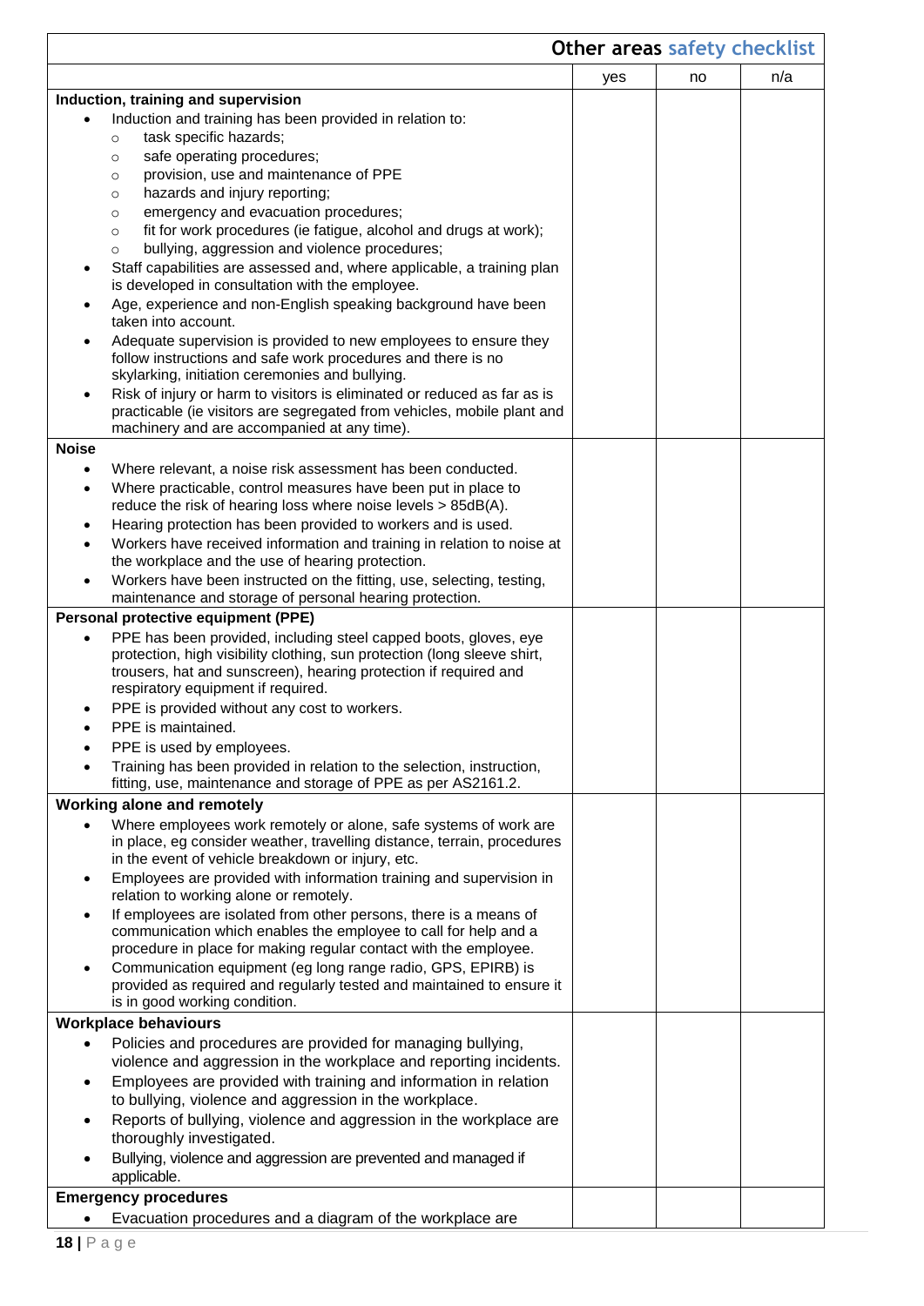## Other areas safety checklist

| | yes | no | n/a |
|---|---|---|---|
| **Induction, training and supervision**<br>• Induction and training has been provided in relation to:<br>  ○ task specific hazards;<br>  ○ safe operating procedures;<br>  ○ provision, use and maintenance of PPE<br>  ○ hazards and injury reporting;<br>  ○ emergency and evacuation procedures;<br>  ○ fit for work procedures (ie fatigue, alcohol and drugs at work);<br>  ○ bullying, aggression and violence procedures;<br>• Staff capabilities are assessed and, where applicable, a training plan is developed in consultation with the employee.<br>• Age, experience and non-English speaking background have been taken into account.<br>• Adequate supervision is provided to new employees to ensure they follow instructions and safe work procedures and there is no skylarking, initiation ceremonies and bullying.<br>• Risk of injury or harm to visitors is eliminated or reduced as far as is practicable (ie visitors are segregated from vehicles, mobile plant and machinery and are accompanied at any time). | | | |
| **Noise**<br>• Where relevant, a noise risk assessment has been conducted.<br>• Where practicable, control measures have been put in place to reduce the risk of hearing loss where noise levels > 85dB(A).<br>• Hearing protection has been provided to workers and is used.<br>• Workers have received information and training in relation to noise at the workplace and the use of hearing protection.<br>• Workers have been instructed on the fitting, use, selecting, testing, maintenance and storage of personal hearing protection. | | | |
| **Personal protective equipment (PPE)**<br>• PPE has been provided, including steel capped boots, gloves, eye protection, high visibility clothing, sun protection (long sleeve shirt, trousers, hat and sunscreen), hearing protection if required and respiratory equipment if required.<br>• PPE is provided without any cost to workers.<br>• PPE is maintained.<br>• PPE is used by employees.<br>• Training has been provided in relation to the selection, instruction, fitting, use, maintenance and storage of PPE as per AS2161.2. | | | |
| **Working alone and remotely**<br>• Where employees work remotely or alone, safe systems of work are in place, eg consider weather, travelling distance, terrain, procedures in the event of vehicle breakdown or injury, etc.<br>• Employees are provided with information training and supervision in relation to working alone or remotely.<br>• If employees are isolated from other persons, there is a means of communication which enables the employee to call for help and a procedure in place for making regular contact with the employee.<br>• Communication equipment (eg long range radio, GPS, EPIRB) is provided as required and regularly tested and maintained to ensure it is in good working condition. | | | |
| **Workplace behaviours**<br>• Policies and procedures are provided for managing bullying, violence and aggression in the workplace and reporting incidents.<br>• Employees are provided with training and information in relation to bullying, violence and aggression in the workplace.<br>• Reports of bullying, violence and aggression in the workplace are thoroughly investigated.<br>• Bullying, violence and aggression are prevented and managed if applicable. | | | |
| **Emergency procedures**<br>• Evacuation procedures and a diagram of the workplace are | | | |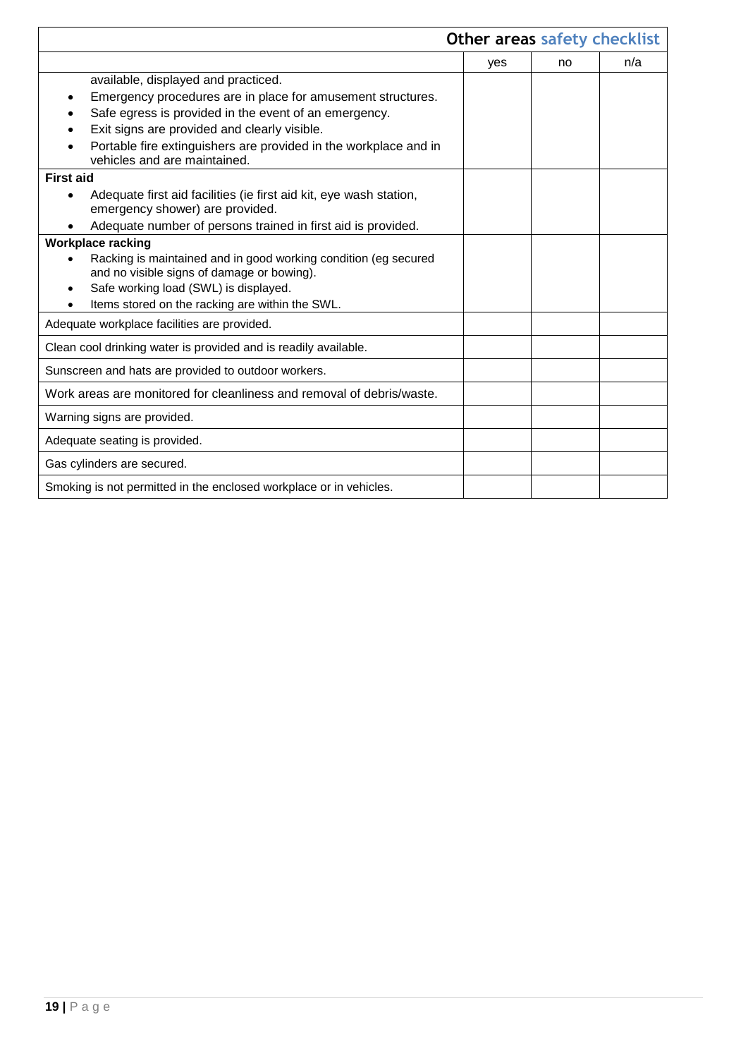## Other areas safety checklist

| | yes | no | n/a |
|---|---|---|---|
| available, displayed and practiced.<br>• Emergency procedures are in place for amusement structures.<br>• Safe egress is provided in the event of an emergency.<br>• Exit signs are provided and clearly visible.<br>• Portable fire extinguishers are provided in the workplace and in vehicles and are maintained. | | | |
| **First aid**<br>• Adequate first aid facilities (ie first aid kit, eye wash station, emergency shower) are provided.<br>• Adequate number of persons trained in first aid is provided. | | | |
| **Workplace racking**<br>• Racking is maintained and in good working condition (eg secured and no visible signs of damage or bowing).<br>• Safe working load (SWL) is displayed.<br>• Items stored on the racking are within the SWL. | | | |
| Adequate workplace facilities are provided. | | | |
| Clean cool drinking water is provided and is readily available. | | | |
| Sunscreen and hats are provided to outdoor workers. | | | |
| Work areas are monitored for cleanliness and removal of debris/waste. | | | |
| Warning signs are provided. | | | |
| Adequate seating is provided. | | | |
| Gas cylinders are secured. | | | |
| Smoking is not permitted in the enclosed workplace or in vehicles. | | | |